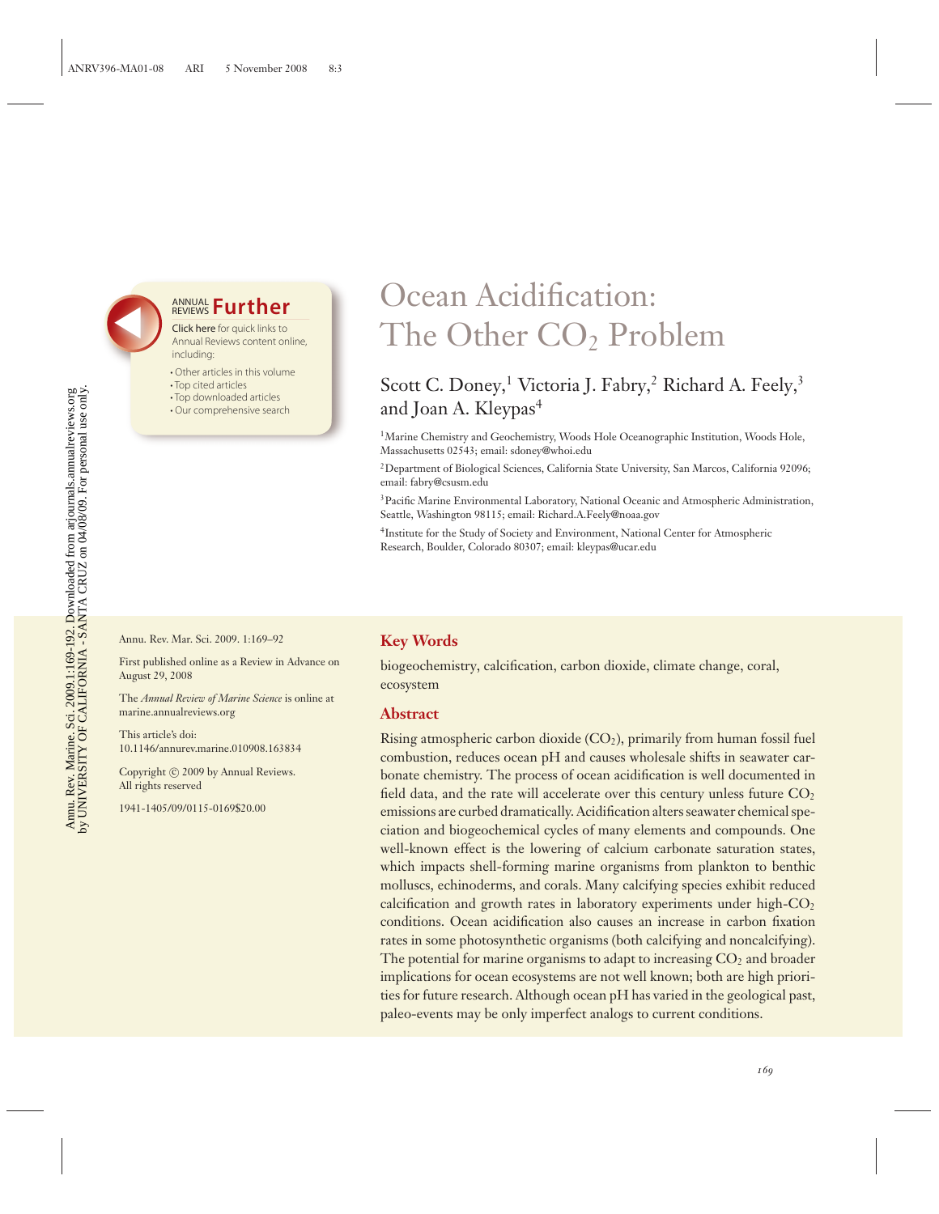# Ocean Acidification: The Other $CO_2$ Problem

Scott C. Doney,[1] Victoria J. Fabry,[2] Richard A. Feely,[3] and Joan A. Kleypas[4]

[1]Marine Chemistry and Geochemistry, Woods Hole Oceanographic Institution, Woods Hole, Massachusetts 02543; email: sdoney@whoi.edu

[2]Department of Biological Sciences, California State University, San Marcos, California 92096; email: fabry@csusm.edu

[3]Pacific Marine Environmental Laboratory, National Oceanic and Atmospheric Administration, Seattle, Washington 98115; email: Richard.A.Feely@noaa.gov

[4]Institute for the Study of Society and Environment, National Center for Atmospheric Research, Boulder, Colorado 80307; email: kleypas@ucar.edu

Annu. Rev. Mar. Sci. 2009. 1:169–92

First published online as a Review in Advance on August 29, 2008

The *Annual Review of Marine Science* is online at marine.annualreviews.org

This article's doi: 10.1146/annurev.marine.010908.163834

Copyright © 2009 by Annual Reviews. All rights reserved

1941-1405/09/0115-0169$20.00

## Key Words

biogeochemistry, calcification, carbon dioxide, climate change, coral, ecosystem

## Abstract

Rising atmospheric carbon dioxide ($CO_2$), primarily from human fossil fuel combustion, reduces ocean pH and causes wholesale shifts in seawater carbonate chemistry. The process of ocean acidification is well documented in field data, and the rate will accelerate over this century unless future $CO_2$ emissions are curbed dramatically. Acidification alters seawater chemical speciation and biogeochemical cycles of many elements and compounds. One well-known effect is the lowering of calcium carbonate saturation states, which impacts shell-forming marine organisms from plankton to benthic molluscs, echinoderms, and corals. Many calcifying species exhibit reduced calcification and growth rates in laboratory experiments under high-$CO_2$ conditions. Ocean acidification also causes an increase in carbon fixation rates in some photosynthetic organisms (both calcifying and noncalcifying). The potential for marine organisms to adapt to increasing $CO_2$ and broader implications for ocean ecosystems are not well known; both are high priorities for future research. Although ocean pH has varied in the geological past, paleo-events may be only imperfect analogs to current conditions.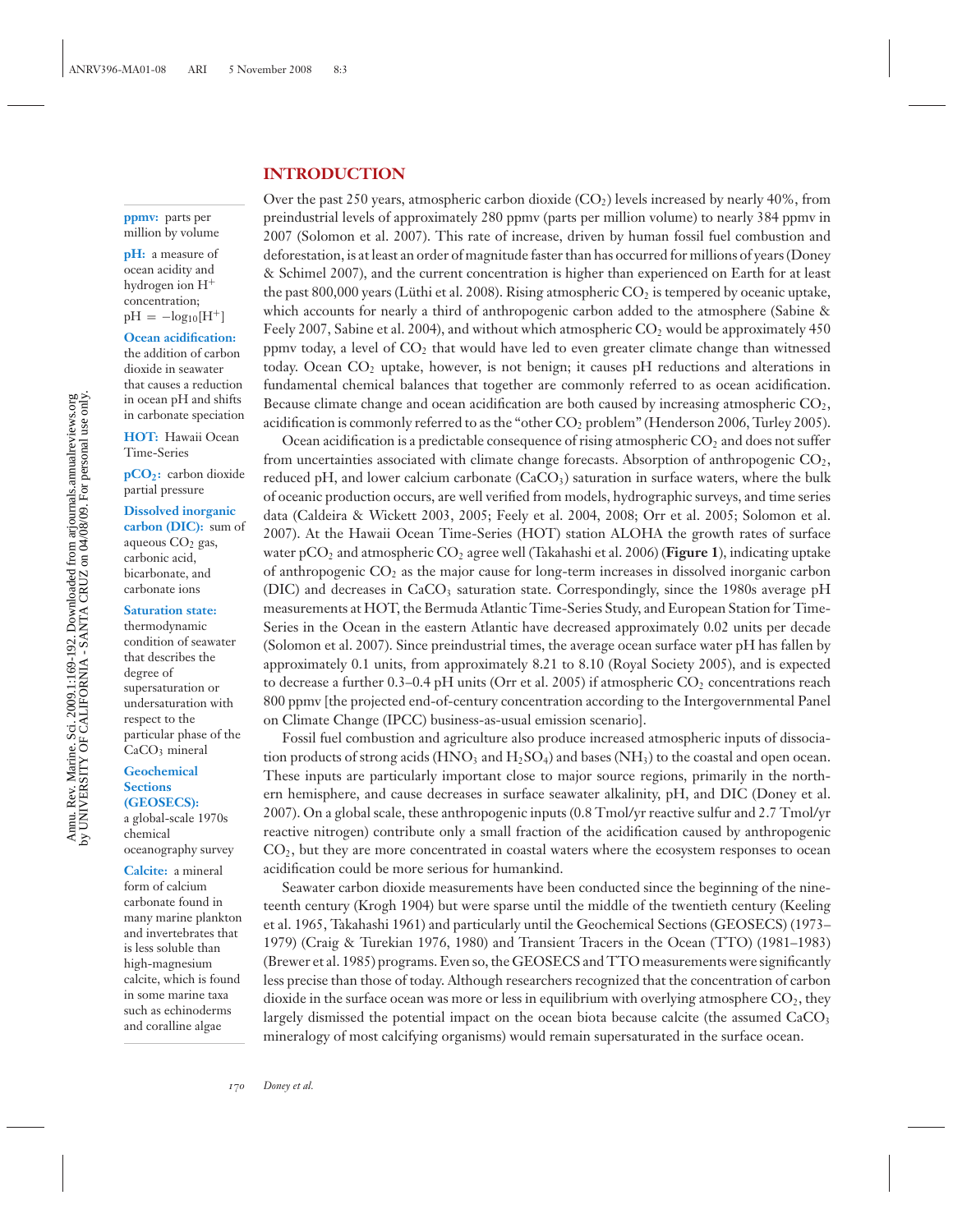## INTRODUCTION

Over the past 250 years, atmospheric carbon dioxide ($CO_2$) levels increased by nearly 40%, from preindustrial levels of approximately 280 ppmv (parts per million volume) to nearly 384 ppmv in 2007 (Solomon et al. 2007). This rate of increase, driven by human fossil fuel combustion and deforestation, is at least an order of magnitude faster than has occurred for millions of years (Doney & Schimel 2007), and the current concentration is higher than experienced on Earth for at least the past 800,000 years (Lüthi et al. 2008). Rising atmospheric $CO_2$ is tempered by oceanic uptake, which accounts for nearly a third of anthropogenic carbon added to the atmosphere (Sabine & Feely 2007, Sabine et al. 2004), and without which atmospheric $CO_2$ would be approximately 450 ppmv today, a level of $CO_2$ that would have led to even greater climate change than witnessed today. Ocean $CO_2$ uptake, however, is not benign; it causes pH reductions and alterations in fundamental chemical balances that together are commonly referred to as ocean acidification. Because climate change and ocean acidification are both caused by increasing atmospheric $CO_2$, acidification is commonly referred to as the "other $CO_2$ problem" (Henderson 2006, Turley 2005).

Ocean acidification is a predictable consequence of rising atmospheric $CO_2$ and does not suffer from uncertainties associated with climate change forecasts. Absorption of anthropogenic $CO_2$, reduced pH, and lower calcium carbonate ($CaCO_3$) saturation in surface waters, where the bulk of oceanic production occurs, are well verified from models, hydrographic surveys, and time series data (Caldeira & Wickett 2003, 2005; Feely et al. 2004, 2008; Orr et al. 2005; Solomon et al. 2007). At the Hawaii Ocean Time-Series (HOT) station ALOHA the growth rates of surface water $pCO_2$ and atmospheric $CO_2$ agree well (Takahashi et al. 2006) (**Figure 1**), indicating uptake of anthropogenic $CO_2$ as the major cause for long-term increases in dissolved inorganic carbon (DIC) and decreases in $CaCO_3$ saturation state. Correspondingly, since the 1980s average pH measurements at HOT, the Bermuda Atlantic Time-Series Study, and European Station for Time-Series in the Ocean in the eastern Atlantic have decreased approximately 0.02 units per decade (Solomon et al. 2007). Since preindustrial times, the average ocean surface water pH has fallen by approximately 0.1 units, from approximately 8.21 to 8.10 (Royal Society 2005), and is expected to decrease a further 0.3–0.4 pH units (Orr et al. 2005) if atmospheric $CO_2$ concentrations reach 800 ppmv [the projected end-of-century concentration according to the Intergovernmental Panel on Climate Change (IPCC) business-as-usual emission scenario].

Fossil fuel combustion and agriculture also produce increased atmospheric inputs of dissociation products of strong acids ($HNO_3$ and $H_2SO_4$) and bases ($NH_3$) to the coastal and open ocean. These inputs are particularly important close to major source regions, primarily in the northern hemisphere, and cause decreases in surface seawater alkalinity, pH, and DIC (Doney et al. 2007). On a global scale, these anthropogenic inputs (0.8 Tmol/yr reactive sulfur and 2.7 Tmol/yr reactive nitrogen) contribute only a small fraction of the acidification caused by anthropogenic $CO_2$, but they are more concentrated in coastal waters where the ecosystem responses to ocean acidification could be more serious for humankind.

Seawater carbon dioxide measurements have been conducted since the beginning of the nineteenth century (Krogh 1904) but were sparse until the middle of the twentieth century (Keeling et al. 1965, Takahashi 1961) and particularly until the Geochemical Sections (GEOSECS) (1973–1979) (Craig & Turekian 1976, 1980) and Transient Tracers in the Ocean (TTO) (1981–1983) (Brewer et al. 1985) programs. Even so, the GEOSECS and TTO measurements were significantly less precise than those of today. Although researchers recognized that the concentration of carbon dioxide in the surface ocean was more or less in equilibrium with overlying atmosphere $CO_2$, they largely dismissed the potential impact on the ocean biota because calcite (the assumed $CaCO_3$ mineralogy of most calcifying organisms) would remain supersaturated in the surface ocean.

**ppmv:** parts per million by volume

**pH:** a measure of ocean acidity and hydrogen ion $H^+$ concentration; $pH = -\log_{10}[H^+]$

**Ocean acidification:** the addition of carbon dioxide in seawater that causes a reduction in ocean pH and shifts in carbonate speciation

**HOT:** Hawaii Ocean Time-Series

**$pCO_2$:** carbon dioxide partial pressure

**Dissolved inorganic carbon (DIC):** sum of aqueous $CO_2$ gas, carbonic acid, bicarbonate, and carbonate ions

**Saturation state:** thermodynamic condition of seawater that describes the degree of supersaturation or undersaturation with respect to the particular phase of the $CaCO_3$ mineral

**Geochemical Sections (GEOSECS):** a global-scale 1970s chemical oceanography survey

**Calcite:** a mineral form of calcium carbonate found in many marine plankton and invertebrates that is less soluble than high-magnesium calcite, which is found in some marine taxa such as echinoderms and coralline algae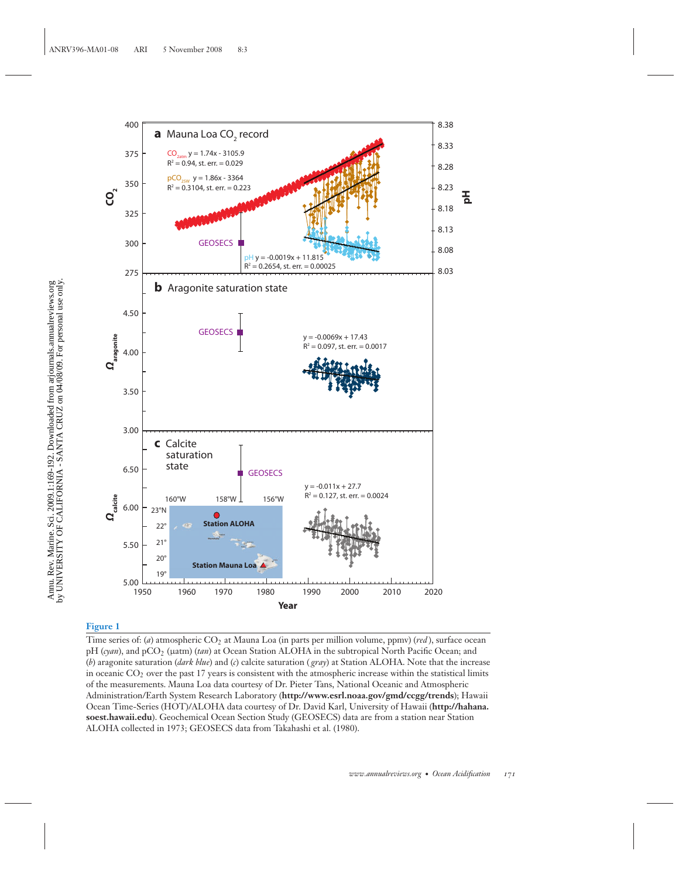**Figure 1**

Time series of: (*a*) atmospheric $CO_2$ at Mauna Loa (in parts per million volume, ppmv) (*red*), surface ocean pH (*cyan*), and $pCO_2$ (μatm) (*tan*) at Ocean Station ALOHA in the subtropical North Pacific Ocean; and (*b*) aragonite saturation (*dark blue*) and (*c*) calcite saturation (*gray*) at Station ALOHA. Note that the increase in oceanic $CO_2$ over the past 17 years is consistent with the atmospheric increase within the statistical limits of the measurements. Mauna Loa data courtesy of Dr. Pieter Tans, National Oceanic and Atmospheric Administration/Earth System Research Laboratory (**http://www.esrl.noaa.gov/gmd/ccgg/trends**); Hawaii Ocean Time-Series (HOT)/ALOHA data courtesy of Dr. David Karl, University of Hawaii (**http://hahana.soest.hawaii.edu**). Geochemical Ocean Section Study (GEOSECS) data are from a station near Station ALOHA collected in 1973; GEOSECS data from Takahashi et al. (1980).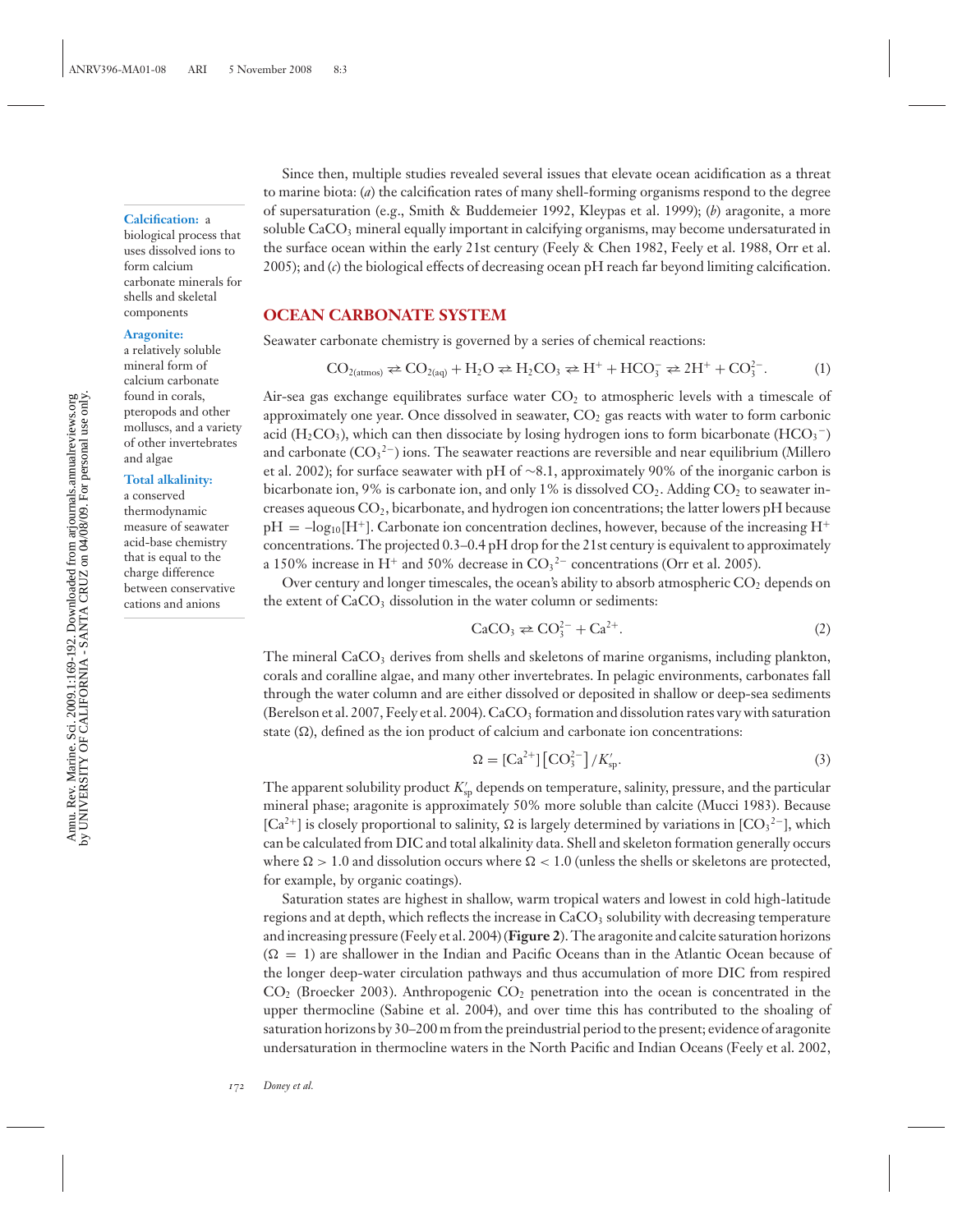Since then, multiple studies revealed several issues that elevate ocean acidification as a threat to marine biota: (*a*) the calcification rates of many shell-forming organisms respond to the degree of supersaturation (e.g., Smith & Buddemeier 1992, Kleypas et al. 1999); (*b*) aragonite, a more soluble $CaCO_3$ mineral equally important in calcifying organisms, may become undersaturated in the surface ocean within the early 21st century (Feely & Chen 1982, Feely et al. 1988, Orr et al. 2005); and (*c*) the biological effects of decreasing ocean pH reach far beyond limiting calcification.

**Calcification:** a biological process that uses dissolved ions to form calcium carbonate minerals for shells and skeletal components

**Aragonite:** a relatively soluble mineral form of calcium carbonate found in corals, pteropods and other molluscs, and a variety of other invertebrates and algae

**Total alkalinity:** a conserved thermodynamic measure of seawater acid-base chemistry that is equal to the charge difference between conservative cations and anions

## OCEAN CARBONATE SYSTEM

Seawater carbonate chemistry is governed by a series of chemical reactions:

$$CO_{2(atmos)} \rightleftarrows CO_{2(aq)} + H_2O \rightleftarrows H_2CO_3 \rightleftarrows H^+ + HCO_3^- \rightleftarrows 2H^+ + CO_3^{2-}. \quad (1)$$

Air-sea gas exchange equilibrates surface water $CO_2$ to atmospheric levels with a timescale of approximately one year. Once dissolved in seawater, $CO_2$ gas reacts with water to form carbonic acid ($H_2CO_3$), which can then dissociate by losing hydrogen ions to form bicarbonate ($HCO_3^-$) and carbonate ($CO_3^{2-}$) ions. The seawater reactions are reversible and near equilibrium (Millero et al. 2002); for surface seawater with pH of ~8.1, approximately 90% of the inorganic carbon is bicarbonate ion, 9% is carbonate ion, and only 1% is dissolved $CO_2$. Adding $CO_2$ to seawater increases aqueous $CO_2$, bicarbonate, and hydrogen ion concentrations; the latter lowers pH because $pH = -\log_{10}[H^+]$. Carbonate ion concentration declines, however, because of the increasing $H^+$ concentrations. The projected 0.3–0.4 pH drop for the 21st century is equivalent to approximately a 150% increase in $H^+$ and 50% decrease in $CO_3^{2-}$ concentrations (Orr et al. 2005).

Over century and longer timescales, the ocean's ability to absorb atmospheric $CO_2$ depends on the extent of $CaCO_3$ dissolution in the water column or sediments:

$$CaCO_3 \rightleftarrows CO_3^{2-} + Ca^{2+}. \quad (2)$$

The mineral $CaCO_3$ derives from shells and skeletons of marine organisms, including plankton, corals and coralline algae, and many other invertebrates. In pelagic environments, carbonates fall through the water column and are either dissolved or deposited in shallow or deep-sea sediments (Berelson et al. 2007, Feely et al. 2004). $CaCO_3$ formation and dissolution rates vary with saturation state ($\Omega$), defined as the ion product of calcium and carbonate ion concentrations:

$$\Omega = [Ca^{2+}][CO_3^{2-}]/K'_{sp}. \quad (3)$$

The apparent solubility product $K'_{sp}$ depends on temperature, salinity, pressure, and the particular mineral phase; aragonite is approximately 50% more soluble than calcite (Mucci 1983). Because $[Ca^{2+}]$ is closely proportional to salinity, $\Omega$ is largely determined by variations in $[CO_3^{2-}]$, which can be calculated from DIC and total alkalinity data. Shell and skeleton formation generally occurs where $\Omega > 1.0$ and dissolution occurs where $\Omega < 1.0$ (unless the shells or skeletons are protected, for example, by organic coatings).

Saturation states are highest in shallow, warm tropical waters and lowest in cold high-latitude regions and at depth, which reflects the increase in $CaCO_3$ solubility with decreasing temperature and increasing pressure (Feely et al. 2004) (**Figure 2**). The aragonite and calcite saturation horizons ($\Omega = 1$) are shallower in the Indian and Pacific Oceans than in the Atlantic Ocean because of the longer deep-water circulation pathways and thus accumulation of more DIC from respired $CO_2$ (Broecker 2003). Anthropogenic $CO_2$ penetration into the ocean is concentrated in the upper thermocline (Sabine et al. 2004), and over time this has contributed to the shoaling of saturation horizons by 30–200 m from the preindustrial period to the present; evidence of aragonite undersaturation in thermocline waters in the North Pacific and Indian Oceans (Feely et al. 2002,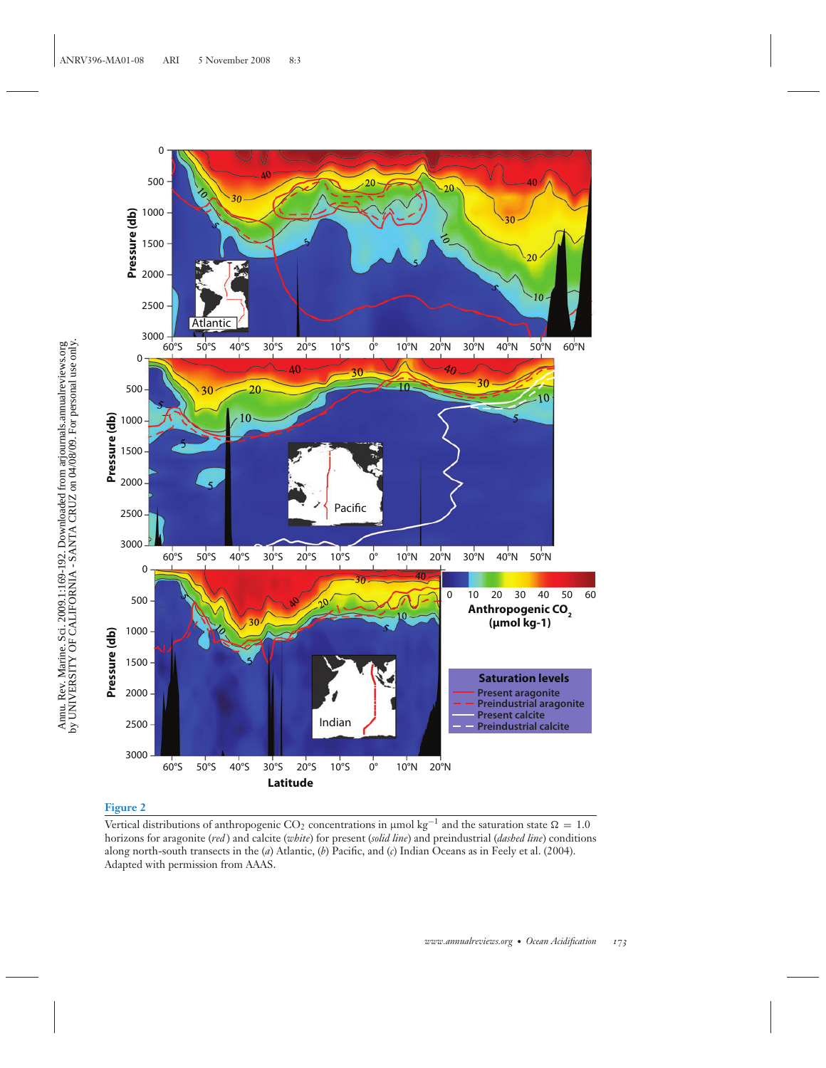**Figure 2**

Vertical distributions of anthropogenic $CO_2$ concentrations in μmol kg$^{-1}$ and the saturation state $\Omega = 1.0$ horizons for aragonite (*red*) and calcite (*white*) for present (*solid line*) and preindustrial (*dashed line*) conditions along north-south transects in the (*a*) Atlantic, (*b*) Pacific, and (*c*) Indian Oceans as in Feely et al. (2004). Adapted with permission from AAAS.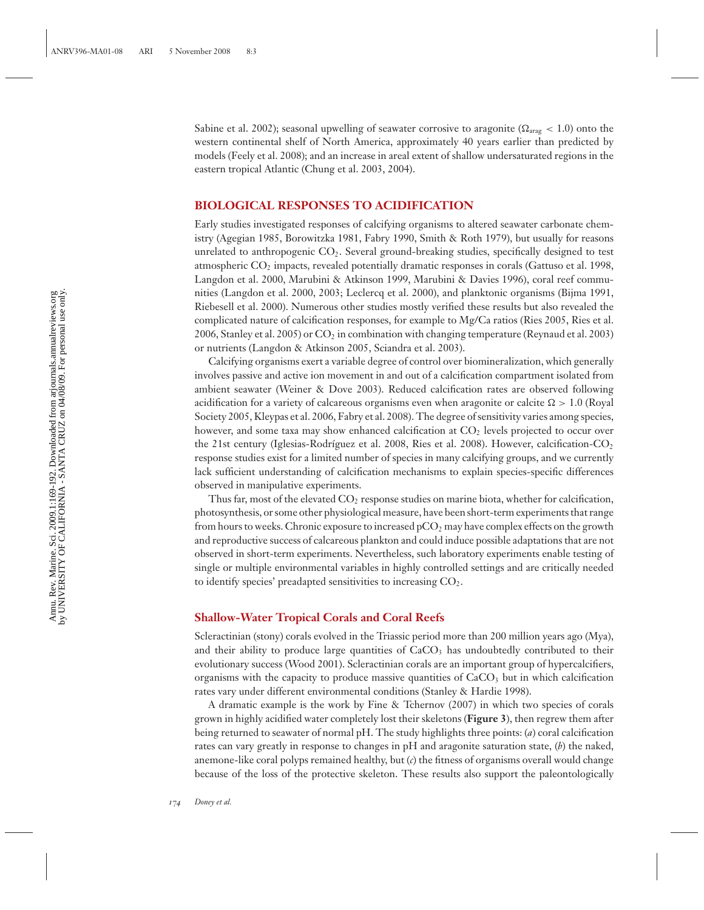Sabine et al. 2002); seasonal upwelling of seawater corrosive to aragonite ($\Omega_{arag} < 1.0$) onto the western continental shelf of North America, approximately 40 years earlier than predicted by models (Feely et al. 2008); and an increase in areal extent of shallow undersaturated regions in the eastern tropical Atlantic (Chung et al. 2003, 2004).

## BIOLOGICAL RESPONSES TO ACIDIFICATION

Early studies investigated responses of calcifying organisms to altered seawater carbonate chemistry (Agegian 1985, Borowitzka 1981, Fabry 1990, Smith & Roth 1979), but usually for reasons unrelated to anthropogenic $CO_2$. Several ground-breaking studies, specifically designed to test atmospheric $CO_2$ impacts, revealed potentially dramatic responses in corals (Gattuso et al. 1998, Langdon et al. 2000, Marubini & Atkinson 1999, Marubini & Davies 1996), coral reef communities (Langdon et al. 2000, 2003; Leclercq et al. 2000), and planktonic organisms (Bijma 1991, Riebesell et al. 2000). Numerous other studies mostly verified these results but also revealed the complicated nature of calcification responses, for example to Mg/Ca ratios (Ries 2005, Ries et al. 2006, Stanley et al. 2005) or $CO_2$ in combination with changing temperature (Reynaud et al. 2003) or nutrients (Langdon & Atkinson 2005, Sciandra et al. 2003).

Calcifying organisms exert a variable degree of control over biomineralization, which generally involves passive and active ion movement in and out of a calcification compartment isolated from ambient seawater (Weiner & Dove 2003). Reduced calcification rates are observed following acidification for a variety of calcareous organisms even when aragonite or calcite $\Omega > 1.0$ (Royal Society 2005, Kleypas et al. 2006, Fabry et al. 2008). The degree of sensitivity varies among species, however, and some taxa may show enhanced calcification at $CO_2$ levels projected to occur over the 21st century (Iglesias-Rodríguez et al. 2008, Ries et al. 2008). However, calcification-$CO_2$ response studies exist for a limited number of species in many calcifying groups, and we currently lack sufficient understanding of calcification mechanisms to explain species-specific differences observed in manipulative experiments.

Thus far, most of the elevated $CO_2$ response studies on marine biota, whether for calcification, photosynthesis, or some other physiological measure, have been short-term experiments that range from hours to weeks. Chronic exposure to increased $pCO_2$ may have complex effects on the growth and reproductive success of calcareous plankton and could induce possible adaptations that are not observed in short-term experiments. Nevertheless, such laboratory experiments enable testing of single or multiple environmental variables in highly controlled settings and are critically needed to identify species' preadapted sensitivities to increasing $CO_2$.

### Shallow-Water Tropical Corals and Coral Reefs

Scleractinian (stony) corals evolved in the Triassic period more than 200 million years ago (Mya), and their ability to produce large quantities of $CaCO_3$ has undoubtedly contributed to their evolutionary success (Wood 2001). Scleractinian corals are an important group of hypercalcifiers, organisms with the capacity to produce massive quantities of $CaCO_3$ but in which calcification rates vary under different environmental conditions (Stanley & Hardie 1998).

A dramatic example is the work by Fine & Tchernov (2007) in which two species of corals grown in highly acidified water completely lost their skeletons (**Figure 3**), then regrew them after being returned to seawater of normal pH. The study highlights three points: (*a*) coral calcification rates can vary greatly in response to changes in pH and aragonite saturation state, (*b*) the naked, anemone-like coral polyps remained healthy, but (*c*) the fitness of organisms overall would change because of the loss of the protective skeleton. These results also support the paleontologically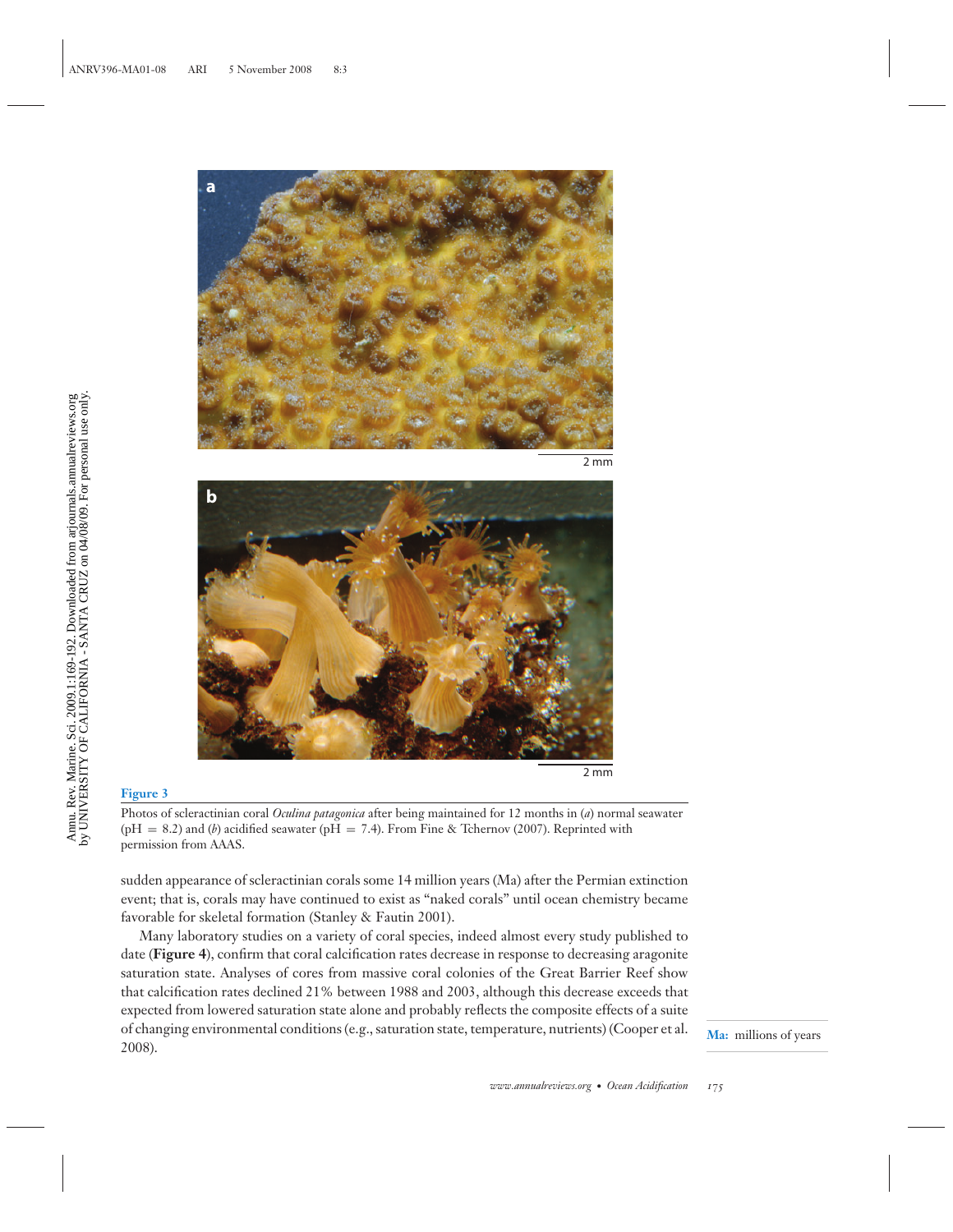**Figure 3**

Photos of scleractinian coral *Oculina patagonica* after being maintained for 12 months in (*a*) normal seawater (pH = 8.2) and (*b*) acidified seawater (pH = 7.4). From Fine & Tchernov (2007). Reprinted with permission from AAAS.

sudden appearance of scleractinian corals some 14 million years (Ma) after the Permian extinction event; that is, corals may have continued to exist as "naked corals" until ocean chemistry became favorable for skeletal formation (Stanley & Fautin 2001).

Many laboratory studies on a variety of coral species, indeed almost every study published to date (**Figure 4**), confirm that coral calcification rates decrease in response to decreasing aragonite saturation state. Analyses of cores from massive coral colonies of the Great Barrier Reef show that calcification rates declined 21% between 1988 and 2003, although this decrease exceeds that expected from lowered saturation state alone and probably reflects the composite effects of a suite of changing environmental conditions (e.g., saturation state, temperature, nutrients) (Cooper et al. 2008).

**Ma:** millions of years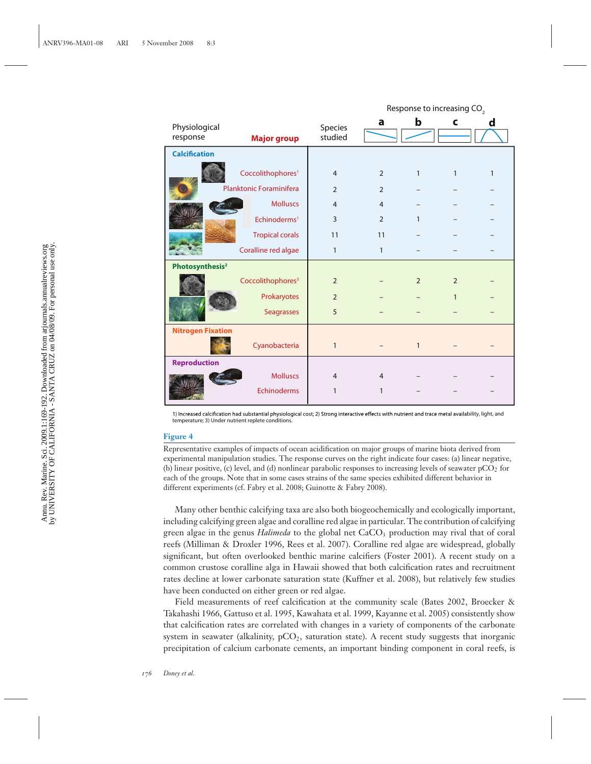| Physiological response | Major group | Species studied | a | b | c | d |
|---|---|---|---|---|---|---|
| **Calcification** | | | | | | |
| | Coccolithophores[1] | 4 | 2 | 1 | 1 | 1 |
| | Planktonic Foraminifera | 2 | 2 | – | – | – |
| | Molluscs | 4 | 4 | – | – | – |
| | Echinoderms[1] | 3 | 2 | 1 | – | – |
| | Tropical corals | 11 | 11 | – | – | – |
| | Coralline red algae | 1 | 1 | – | – | – |
| **Photosynthesis[2]** | | | | | | |
| | Coccolithophores[3] | 2 | – | 2 | 2 | – |
| | Prokaryotes | 2 | – | – | 1 | – |
| | Seagrasses | 5 | – | – | – | – |
| **Nitrogen Fixation** | | | | | | |
| | Cyanobacteria | 1 | – | 1 | – | – |
| **Reproduction** | | | | | | |
| | Molluscs | 4 | 4 | – | – | – |
| | Echinoderms | 1 | 1 | – | – | – |

Response to increasing $CO_2$ (columns a–d).

1) Increased calcification had substantial physiological cost; 2) Strong interactive effects with nutrient and trace metal availability, light, and temperature; 3) Under nutrient replete conditions.

**Figure 4**

Representative examples of impacts of ocean acidification on major groups of marine biota derived from experimental manipulation studies. The response curves on the right indicate four cases: (a) linear negative, (b) linear positive, (c) level, and (d) nonlinear parabolic responses to increasing levels of seawater $pCO_2$ for each of the groups. Note that in some cases strains of the same species exhibited different behavior in different experiments (cf. Fabry et al. 2008; Guinotte & Fabry 2008).

Many other benthic calcifying taxa are also both biogeochemically and ecologically important, including calcifying green algae and coralline red algae in particular. The contribution of calcifying green algae in the genus *Halimeda* to the global net $CaCO_3$ production may rival that of coral reefs (Milliman & Droxler 1996, Rees et al. 2007). Coralline red algae are widespread, globally significant, but often overlooked benthic marine calcifiers (Foster 2001). A recent study on a common crustose coralline alga in Hawaii showed that both calcification rates and recruitment rates decline at lower carbonate saturation state (Kuffner et al. 2008), but relatively few studies have been conducted on either green or red algae.

Field measurements of reef calcification at the community scale (Bates 2002, Broecker & Takahashi 1966, Gattuso et al. 1995, Kawahata et al. 1999, Kayanne et al. 2005) consistently show that calcification rates are correlated with changes in a variety of components of the carbonate system in seawater (alkalinity, $pCO_2$, saturation state). A recent study suggests that inorganic precipitation of calcium carbonate cements, an important binding component in coral reefs, is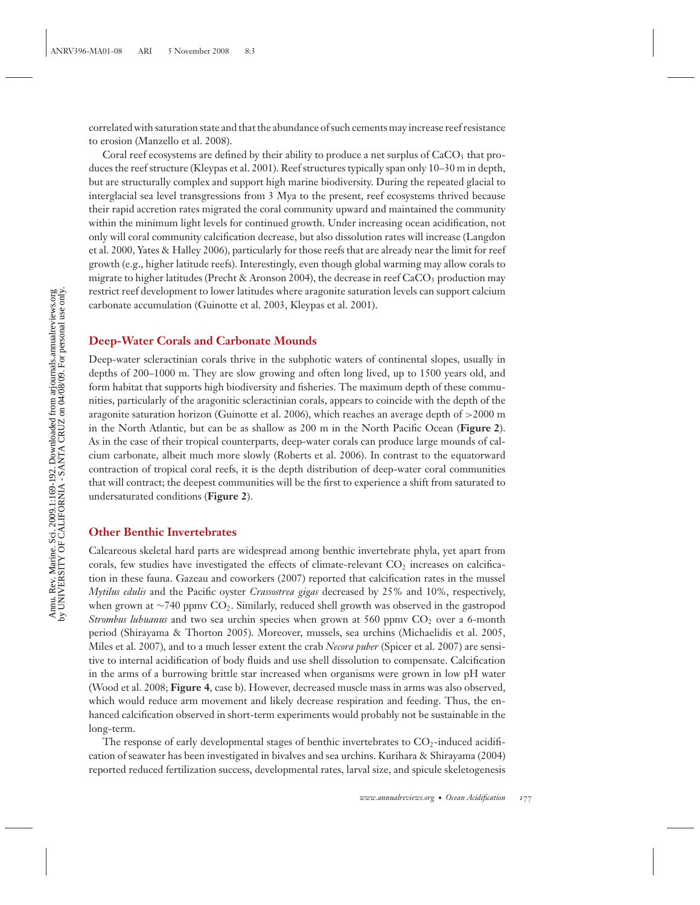correlated with saturation state and that the abundance of such cements may increase reef resistance to erosion (Manzello et al. 2008).

Coral reef ecosystems are defined by their ability to produce a net surplus of $CaCO_3$ that produces the reef structure (Kleypas et al. 2001). Reef structures typically span only 10–30 m in depth, but are structurally complex and support high marine biodiversity. During the repeated glacial to interglacial sea level transgressions from 3 Mya to the present, reef ecosystems thrived because their rapid accretion rates migrated the coral community upward and maintained the community within the minimum light levels for continued growth. Under increasing ocean acidification, not only will coral community calcification decrease, but also dissolution rates will increase (Langdon et al. 2000, Yates & Halley 2006), particularly for those reefs that are already near the limit for reef growth (e.g., higher latitude reefs). Interestingly, even though global warming may allow corals to migrate to higher latitudes (Precht & Aronson 2004), the decrease in reef $CaCO_3$ production may restrict reef development to lower latitudes where aragonite saturation levels can support calcium carbonate accumulation (Guinotte et al. 2003, Kleypas et al. 2001).

## Deep-Water Corals and Carbonate Mounds

Deep-water scleractinian corals thrive in the subphotic waters of continental slopes, usually in depths of 200–1000 m. They are slow growing and often long lived, up to 1500 years old, and form habitat that supports high biodiversity and fisheries. The maximum depth of these communities, particularly of the aragonitic scleractinian corals, appears to coincide with the depth of the aragonite saturation horizon (Guinotte et al. 2006), which reaches an average depth of >2000 m in the North Atlantic, but can be as shallow as 200 m in the North Pacific Ocean (**Figure 2**). As in the case of their tropical counterparts, deep-water corals can produce large mounds of calcium carbonate, albeit much more slowly (Roberts et al. 2006). In contrast to the equatorward contraction of tropical coral reefs, it is the depth distribution of deep-water coral communities that will contract; the deepest communities will be the first to experience a shift from saturated to undersaturated conditions (**Figure 2**).

## Other Benthic Invertebrates

Calcareous skeletal hard parts are widespread among benthic invertebrate phyla, yet apart from corals, few studies have investigated the effects of climate-relevant $CO_2$ increases on calcification in these fauna. Gazeau and coworkers (2007) reported that calcification rates in the mussel *Mytilus edulis* and the Pacific oyster *Crassostrea gigas* decreased by 25% and 10%, respectively, when grown at ~740 ppmv $CO_2$. Similarly, reduced shell growth was observed in the gastropod *Strombus luhuanus* and two sea urchin species when grown at 560 ppmv $CO_2$ over a 6-month period (Shirayama & Thorton 2005). Moreover, mussels, sea urchins (Michaelidis et al. 2005, Miles et al. 2007), and to a much lesser extent the crab *Necora puber* (Spicer et al. 2007) are sensitive to internal acidification of body fluids and use shell dissolution to compensate. Calcification in the arms of a burrowing brittle star increased when organisms were grown in low pH water (Wood et al. 2008; **Figure 4**, case b). However, decreased muscle mass in arms was also observed, which would reduce arm movement and likely decrease respiration and feeding. Thus, the enhanced calcification observed in short-term experiments would probably not be sustainable in the long-term.

The response of early developmental stages of benthic invertebrates to $CO_2$-induced acidification of seawater has been investigated in bivalves and sea urchins. Kurihara & Shirayama (2004) reported reduced fertilization success, developmental rates, larval size, and spicule skeletogenesis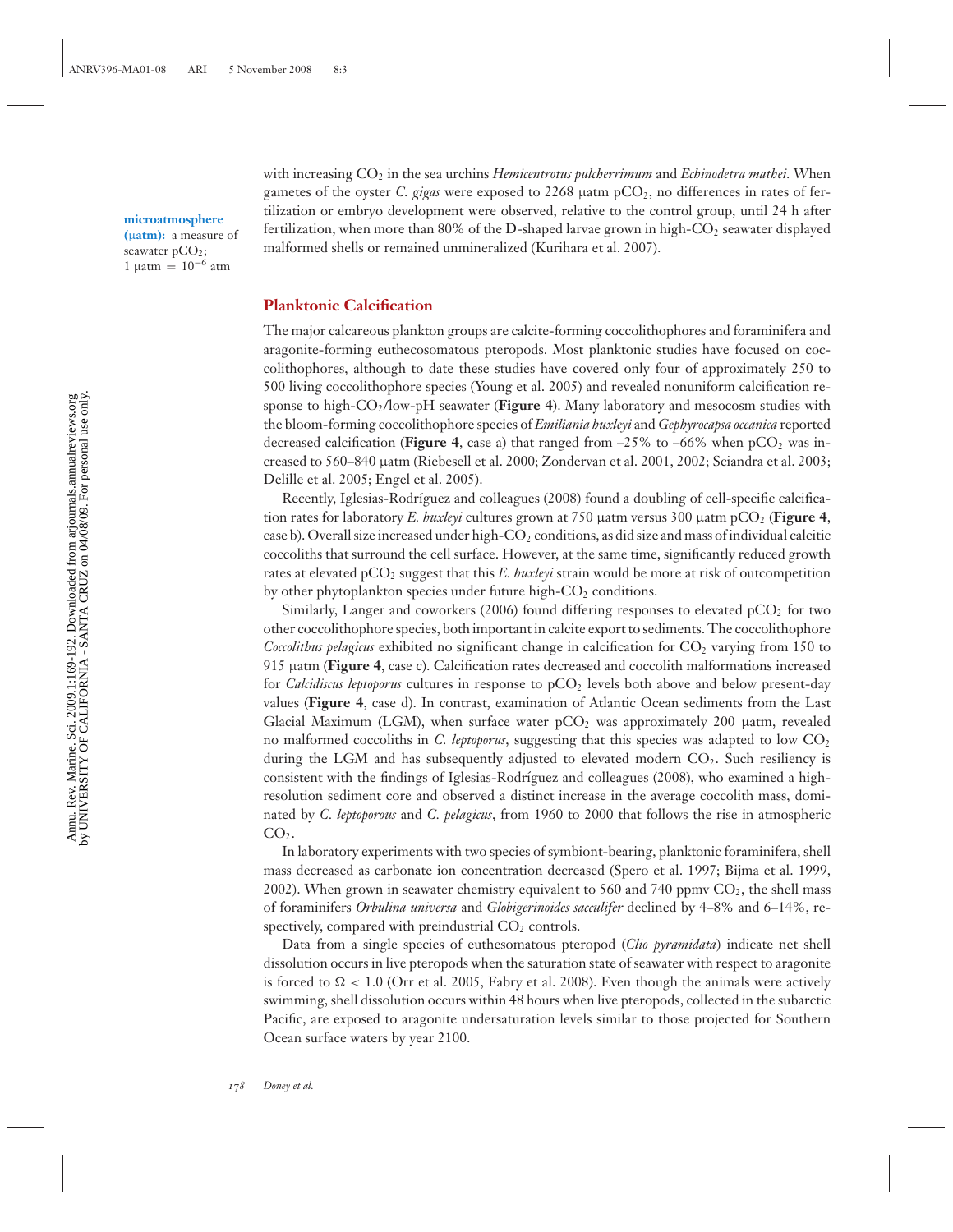with increasing $CO_2$ in the sea urchins *Hemicentrotus pulcherrimum* and *Echinodetra mathei.* When gametes of the oyster *C. gigas* were exposed to 2268 μatm $pCO_2$, no differences in rates of fertilization or embryo development were observed, relative to the control group, until 24 h after fertilization, when more than 80% of the D-shaped larvae grown in high-$CO_2$ seawater displayed malformed shells or remained unmineralized (Kurihara et al. 2007).

**microatmosphere (μatm):** a measure of seawater $pCO_2$; 1 μatm = $10^{-6}$ atm

## Planktonic Calcification

The major calcareous plankton groups are calcite-forming coccolithophores and foraminifera and aragonite-forming euthecosomatous pteropods. Most planktonic studies have focused on coccolithophores, although to date these studies have covered only four of approximately 250 to 500 living coccolithophore species (Young et al. 2005) and revealed nonuniform calcification response to high-$CO_2$/low-pH seawater (**Figure 4**). Many laboratory and mesocosm studies with the bloom-forming coccolithophore species of *Emiliania huxleyi* and *Gephyrocapsa oceanica* reported decreased calcification (**Figure 4**, case a) that ranged from –25% to –66% when $pCO_2$ was increased to 560–840 μatm (Riebesell et al. 2000; Zondervan et al. 2001, 2002; Sciandra et al. 2003; Delille et al. 2005; Engel et al. 2005).

Recently, Iglesias-Rodríguez and colleagues (2008) found a doubling of cell-specific calcification rates for laboratory *E. huxleyi* cultures grown at 750 μatm versus 300 μatm $pCO_2$ (**Figure 4**, case b). Overall size increased under high-$CO_2$ conditions, as did size and mass of individual calcitic coccoliths that surround the cell surface. However, at the same time, significantly reduced growth rates at elevated $pCO_2$ suggest that this *E. huxleyi* strain would be more at risk of outcompetition by other phytoplankton species under future high-$CO_2$ conditions.

Similarly, Langer and coworkers (2006) found differing responses to elevated $pCO_2$ for two other coccolithophore species, both important in calcite export to sediments. The coccolithophore *Coccolithus pelagicus* exhibited no significant change in calcification for $CO_2$ varying from 150 to 915 μatm (**Figure 4**, case c). Calcification rates decreased and coccolith malformations increased for *Calcidiscus leptoporus* cultures in response to $pCO_2$ levels both above and below present-day values (**Figure 4**, case d). In contrast, examination of Atlantic Ocean sediments from the Last Glacial Maximum (LGM), when surface water $pCO_2$ was approximately 200 μatm, revealed no malformed coccoliths in *C. leptoporus*, suggesting that this species was adapted to low $CO_2$ during the LGM and has subsequently adjusted to elevated modern $CO_2$. Such resiliency is consistent with the findings of Iglesias-Rodríguez and colleagues (2008), who examined a high-resolution sediment core and observed a distinct increase in the average coccolith mass, dominated by *C. leptoporous* and *C. pelagicus*, from 1960 to 2000 that follows the rise in atmospheric $CO_2$.

In laboratory experiments with two species of symbiont-bearing, planktonic foraminifera, shell mass decreased as carbonate ion concentration decreased (Spero et al. 1997; Bijma et al. 1999, 2002). When grown in seawater chemistry equivalent to 560 and 740 ppmv $CO_2$, the shell mass of foraminifers *Orbulina universa* and *Globigerinoides sacculifer* declined by 4–8% and 6–14%, respectively, compared with preindustrial $CO_2$ controls.

Data from a single species of euthesomatous pteropod (*Clio pyramidata*) indicate net shell dissolution occurs in live pteropods when the saturation state of seawater with respect to aragonite is forced to $\Omega < 1.0$ (Orr et al. 2005, Fabry et al. 2008). Even though the animals were actively swimming, shell dissolution occurs within 48 hours when live pteropods, collected in the subarctic Pacific, are exposed to aragonite undersaturation levels similar to those projected for Southern Ocean surface waters by year 2100.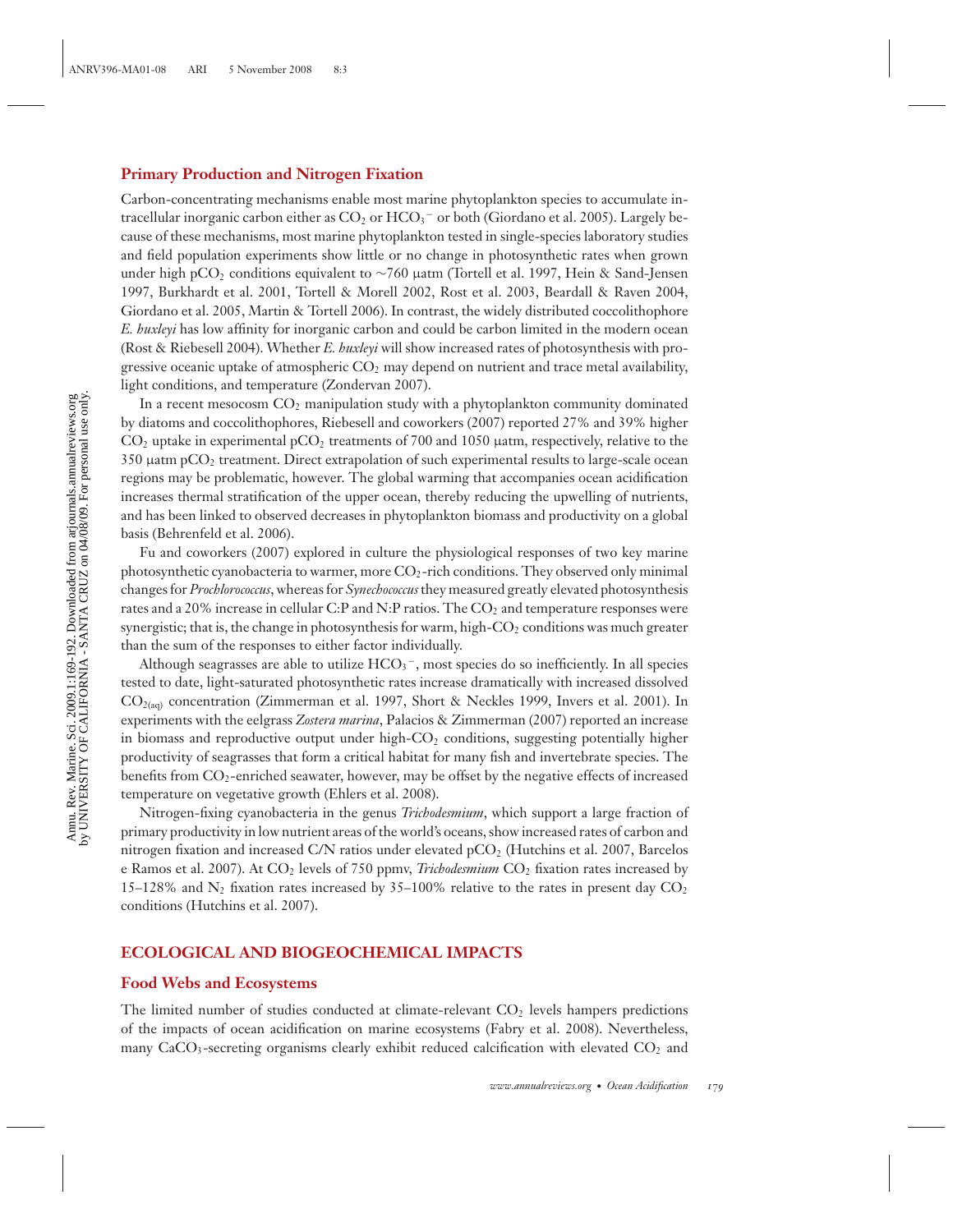### Primary Production and Nitrogen Fixation

Carbon-concentrating mechanisms enable most marine phytoplankton species to accumulate intracellular inorganic carbon either as $CO_2$ or $HCO_3^-$ or both (Giordano et al. 2005). Largely because of these mechanisms, most marine phytoplankton tested in single-species laboratory studies and field population experiments show little or no change in photosynthetic rates when grown under high $pCO_2$ conditions equivalent to ~760 μatm (Tortell et al. 1997, Hein & Sand-Jensen 1997, Burkhardt et al. 2001, Tortell & Morell 2002, Rost et al. 2003, Beardall & Raven 2004, Giordano et al. 2005, Martin & Tortell 2006). In contrast, the widely distributed coccolithophore *E. huxleyi* has low affinity for inorganic carbon and could be carbon limited in the modern ocean (Rost & Riebesell 2004). Whether *E. huxleyi* will show increased rates of photosynthesis with progressive oceanic uptake of atmospheric $CO_2$ may depend on nutrient and trace metal availability, light conditions, and temperature (Zondervan 2007).

In a recent mesocosm $CO_2$ manipulation study with a phytoplankton community dominated by diatoms and coccolithophores, Riebesell and coworkers (2007) reported 27% and 39% higher $CO_2$ uptake in experimental $pCO_2$ treatments of 700 and 1050 μatm, respectively, relative to the 350 μatm $pCO_2$ treatment. Direct extrapolation of such experimental results to large-scale ocean regions may be problematic, however. The global warming that accompanies ocean acidification increases thermal stratification of the upper ocean, thereby reducing the upwelling of nutrients, and has been linked to observed decreases in phytoplankton biomass and productivity on a global basis (Behrenfeld et al. 2006).

Fu and coworkers (2007) explored in culture the physiological responses of two key marine photosynthetic cyanobacteria to warmer, more $CO_2$-rich conditions. They observed only minimal changes for *Prochlorococcus*, whereas for *Synechococcus* they measured greatly elevated photosynthesis rates and a 20% increase in cellular C:P and N:P ratios. The $CO_2$ and temperature responses were synergistic; that is, the change in photosynthesis for warm, high-$CO_2$ conditions was much greater than the sum of the responses to either factor individually.

Although seagrasses are able to utilize $HCO_3^-$, most species do so inefficiently. In all species tested to date, light-saturated photosynthetic rates increase dramatically with increased dissolved $CO_{2(aq)}$ concentration (Zimmerman et al. 1997, Short & Neckles 1999, Invers et al. 2001). In experiments with the eelgrass *Zostera marina*, Palacios & Zimmerman (2007) reported an increase in biomass and reproductive output under high-$CO_2$ conditions, suggesting potentially higher productivity of seagrasses that form a critical habitat for many fish and invertebrate species. The benefits from $CO_2$-enriched seawater, however, may be offset by the negative effects of increased temperature on vegetative growth (Ehlers et al. 2008).

Nitrogen-fixing cyanobacteria in the genus *Trichodesmium*, which support a large fraction of primary productivity in low nutrient areas of the world's oceans, show increased rates of carbon and nitrogen fixation and increased C/N ratios under elevated $pCO_2$ (Hutchins et al. 2007, Barcelos e Ramos et al. 2007). At $CO_2$ levels of 750 ppmv, *Trichodesmium* $CO_2$ fixation rates increased by 15–128% and $N_2$ fixation rates increased by 35–100% relative to the rates in present day $CO_2$ conditions (Hutchins et al. 2007).

## ECOLOGICAL AND BIOGEOCHEMICAL IMPACTS

### Food Webs and Ecosystems

The limited number of studies conducted at climate-relevant $CO_2$ levels hampers predictions of the impacts of ocean acidification on marine ecosystems (Fabry et al. 2008). Nevertheless, many $CaCO_3$-secreting organisms clearly exhibit reduced calcification with elevated $CO_2$ and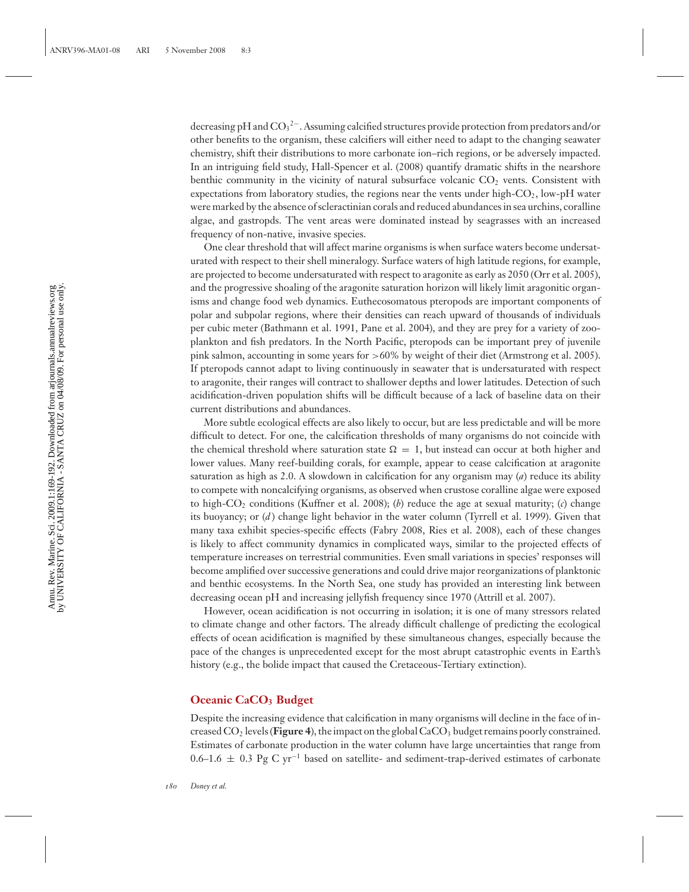decreasing pH and $CO_3^{2-}$. Assuming calcified structures provide protection from predators and/or other benefits to the organism, these calcifiers will either need to adapt to the changing seawater chemistry, shift their distributions to more carbonate ion–rich regions, or be adversely impacted. In an intriguing field study, Hall-Spencer et al. (2008) quantify dramatic shifts in the nearshore benthic community in the vicinity of natural subsurface volcanic $CO_2$ vents. Consistent with expectations from laboratory studies, the regions near the vents under high-$CO_2$, low-pH water were marked by the absence of scleractinian corals and reduced abundances in sea urchins, coralline algae, and gastropds. The vent areas were dominated instead by seagrasses with an increased frequency of non-native, invasive species.

One clear threshold that will affect marine organisms is when surface waters become undersaturated with respect to their shell mineralogy. Surface waters of high latitude regions, for example, are projected to become undersaturated with respect to aragonite as early as 2050 (Orr et al. 2005), and the progressive shoaling of the aragonite saturation horizon will likely limit aragonitic organisms and change food web dynamics. Euthecosomatous pteropods are important components of polar and subpolar regions, where their densities can reach upward of thousands of individuals per cubic meter (Bathmann et al. 1991, Pane et al. 2004), and they are prey for a variety of zooplankton and fish predators. In the North Pacific, pteropods can be important prey of juvenile pink salmon, accounting in some years for >60% by weight of their diet (Armstrong et al. 2005). If pteropods cannot adapt to living continuously in seawater that is undersaturated with respect to aragonite, their ranges will contract to shallower depths and lower latitudes. Detection of such acidification-driven population shifts will be difficult because of a lack of baseline data on their current distributions and abundances.

More subtle ecological effects are also likely to occur, but are less predictable and will be more difficult to detect. For one, the calcification thresholds of many organisms do not coincide with the chemical threshold where saturation state $\Omega = 1$, but instead can occur at both higher and lower values. Many reef-building corals, for example, appear to cease calcification at aragonite saturation as high as 2.0. A slowdown in calcification for any organism may (*a*) reduce its ability to compete with noncalcifying organisms, as observed when crustose coralline algae were exposed to high-$CO_2$ conditions (Kuffner et al. 2008); (*b*) reduce the age at sexual maturity; (*c*) change its buoyancy; or (*d*) change light behavior in the water column (Tyrrell et al. 1999). Given that many taxa exhibit species-specific effects (Fabry 2008, Ries et al. 2008), each of these changes is likely to affect community dynamics in complicated ways, similar to the projected effects of temperature increases on terrestrial communities. Even small variations in species' responses will become amplified over successive generations and could drive major reorganizations of planktonic and benthic ecosystems. In the North Sea, one study has provided an interesting link between decreasing ocean pH and increasing jellyfish frequency since 1970 (Attrill et al. 2007).

However, ocean acidification is not occurring in isolation; it is one of many stressors related to climate change and other factors. The already difficult challenge of predicting the ecological effects of ocean acidification is magnified by these simultaneous changes, especially because the pace of the changes is unprecedented except for the most abrupt catastrophic events in Earth's history (e.g., the bolide impact that caused the Cretaceous-Tertiary extinction).

## Oceanic $CaCO_3$ Budget

Despite the increasing evidence that calcification in many organisms will decline in the face of increased $CO_2$ levels (**Figure 4**), the impact on the global $CaCO_3$ budget remains poorly constrained. Estimates of carbonate production in the water column have large uncertainties that range from $0.6–1.6 \pm 0.3$ Pg C $yr^{-1}$ based on satellite- and sediment-trap-derived estimates of carbonate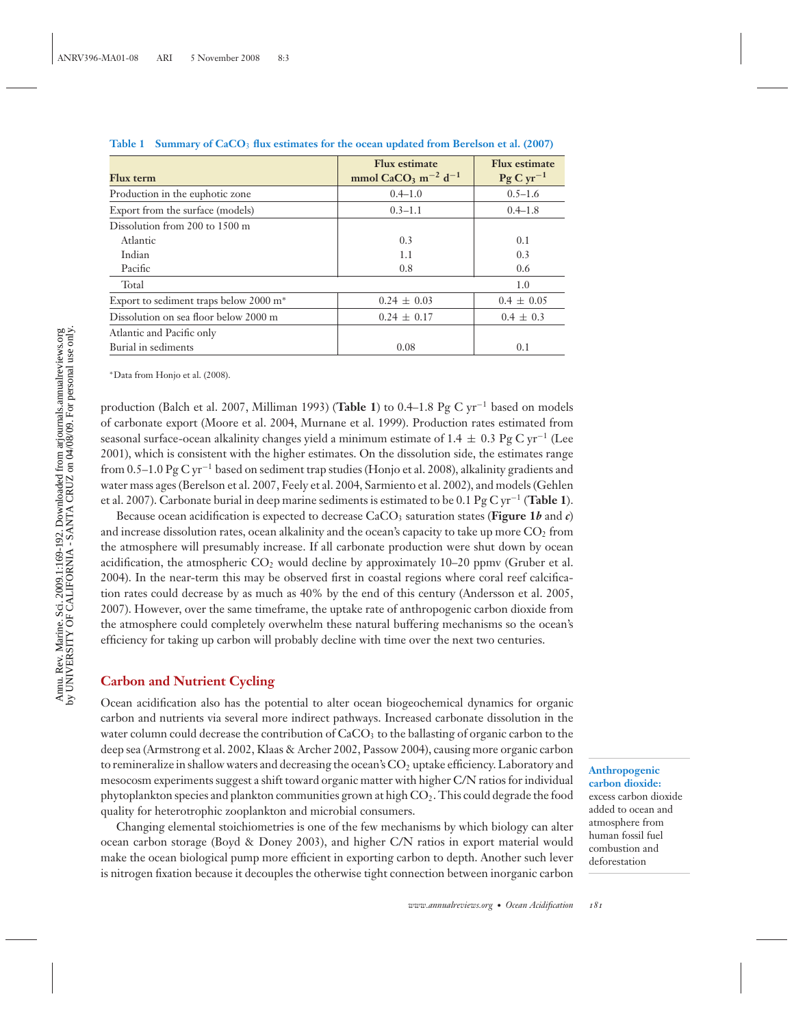**Table 1 Summary of $CaCO_3$ flux estimates for the ocean updated from Berelson et al. (2007)**

| Flux term | Flux estimate mmol $CaCO_3$ $m^{-2}$ $d^{-1}$ | Flux estimate Pg C $yr^{-1}$ |
|---|---|---|
| Production in the euphotic zone | 0.4–1.0 | 0.5–1.6 |
| Export from the surface (models) | 0.3–1.1 | 0.4–1.8 |
| Dissolution from 200 to 1500 m | | |
| Atlantic | 0.3 | 0.1 |
| Indian | 1.1 | 0.3 |
| Pacific | 0.8 | 0.6 |
| Total | | 1.0 |
| Export to sediment traps below 2000 m* | 0.24 ± 0.03 | 0.4 ± 0.05 |
| Dissolution on sea floor below 2000 m | 0.24 ± 0.17 | 0.4 ± 0.3 |
| Atlantic and Pacific only | | |
| Burial in sediments | 0.08 | 0.1 |

*Data from Honjo et al. (2008).

production (Balch et al. 2007, Milliman 1993) (**Table 1**) to 0.4–1.8 Pg C $yr^{-1}$ based on models of carbonate export (Moore et al. 2004, Murnane et al. 1999). Production rates estimated from seasonal surface-ocean alkalinity changes yield a minimum estimate of 1.4 ± 0.3 Pg C $yr^{-1}$ (Lee 2001), which is consistent with the higher estimates. On the dissolution side, the estimates range from 0.5–1.0 Pg C $yr^{-1}$ based on sediment trap studies (Honjo et al. 2008), alkalinity gradients and water mass ages (Berelson et al. 2007, Feely et al. 2004, Sarmiento et al. 2002), and models (Gehlen et al. 2007). Carbonate burial in deep marine sediments is estimated to be 0.1 Pg C $yr^{-1}$ (**Table 1**).

Because ocean acidification is expected to decrease $CaCO_3$ saturation states (**Figure 1*b*** and ***c***) and increase dissolution rates, ocean alkalinity and the ocean's capacity to take up more $CO_2$ from the atmosphere will presumably increase. If all carbonate production were shut down by ocean acidification, the atmospheric $CO_2$ would decline by approximately 10–20 ppmv (Gruber et al. 2004). In the near-term this may be observed first in coastal regions where coral reef calcification rates could decrease by as much as 40% by the end of this century (Andersson et al. 2005, 2007). However, over the same timeframe, the uptake rate of anthropogenic carbon dioxide from the atmosphere could completely overwhelm these natural buffering mechanisms so the ocean's efficiency for taking up carbon will probably decline with time over the next two centuries.

## Carbon and Nutrient Cycling

Ocean acidification also has the potential to alter ocean biogeochemical dynamics for organic carbon and nutrients via several more indirect pathways. Increased carbonate dissolution in the water column could decrease the contribution of $CaCO_3$ to the ballasting of organic carbon to the deep sea (Armstrong et al. 2002, Klaas & Archer 2002, Passow 2004), causing more organic carbon to remineralize in shallow waters and decreasing the ocean's $CO_2$ uptake efficiency. Laboratory and mesocosm experiments suggest a shift toward organic matter with higher C/N ratios for individual phytoplankton species and plankton communities grown at high $CO_2$. This could degrade the food quality for heterotrophic zooplankton and microbial consumers.

**Anthropogenic carbon dioxide:** excess carbon dioxide added to ocean and atmosphere from human fossil fuel combustion and deforestation

Changing elemental stoichiometries is one of the few mechanisms by which biology can alter ocean carbon storage (Boyd & Doney 2003), and higher C/N ratios in export material would make the ocean biological pump more efficient in exporting carbon to depth. Another such lever is nitrogen fixation because it decouples the otherwise tight connection between inorganic carbon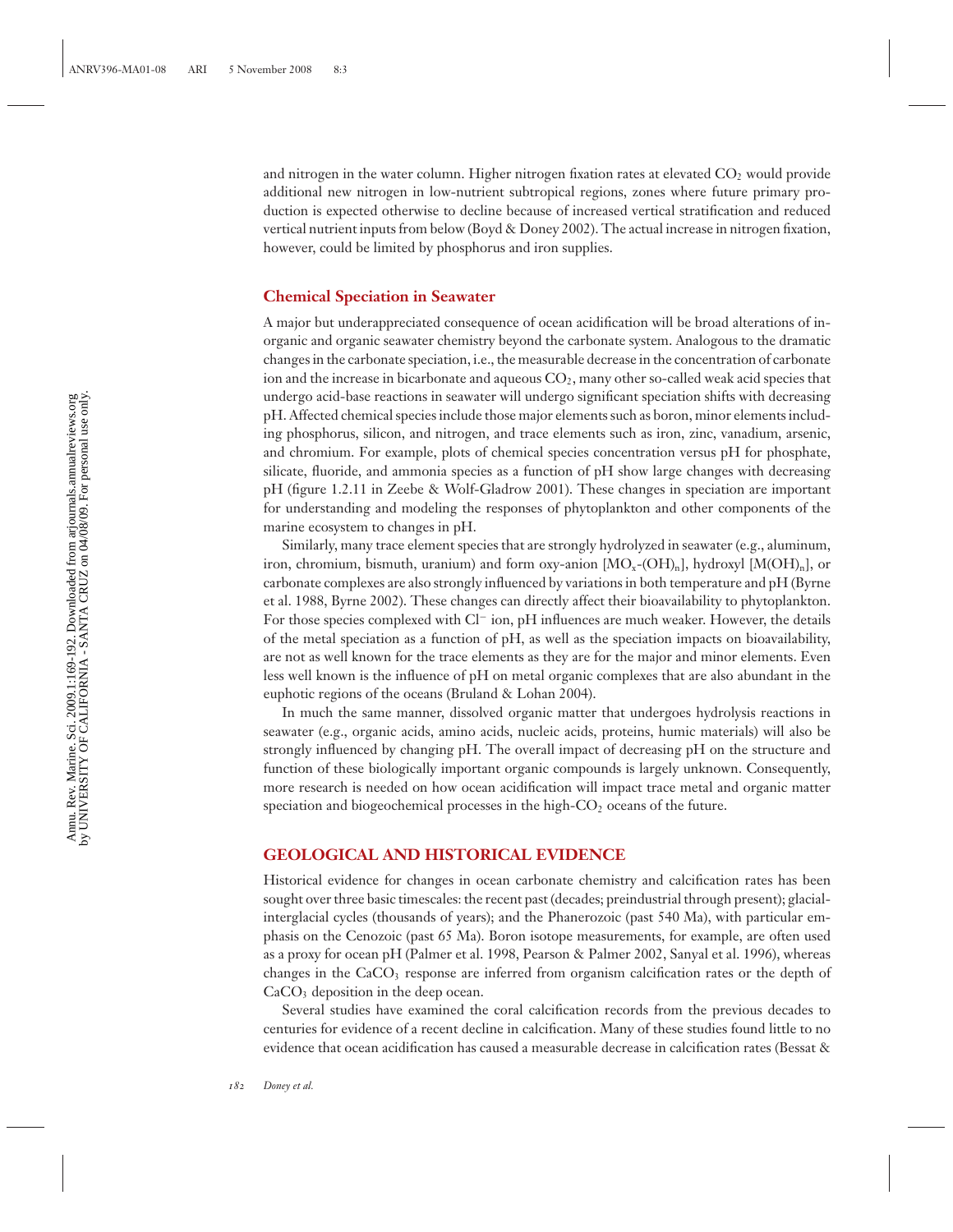and nitrogen in the water column. Higher nitrogen fixation rates at elevated $CO_2$ would provide additional new nitrogen in low-nutrient subtropical regions, zones where future primary production is expected otherwise to decline because of increased vertical stratification and reduced vertical nutrient inputs from below (Boyd & Doney 2002). The actual increase in nitrogen fixation, however, could be limited by phosphorus and iron supplies.

### Chemical Speciation in Seawater

A major but underappreciated consequence of ocean acidification will be broad alterations of inorganic and organic seawater chemistry beyond the carbonate system. Analogous to the dramatic changes in the carbonate speciation, i.e., the measurable decrease in the concentration of carbonate ion and the increase in bicarbonate and aqueous $CO_2$, many other so-called weak acid species that undergo acid-base reactions in seawater will undergo significant speciation shifts with decreasing pH. Affected chemical species include those major elements such as boron, minor elements including phosphorus, silicon, and nitrogen, and trace elements such as iron, zinc, vanadium, arsenic, and chromium. For example, plots of chemical species concentration versus pH for phosphate, silicate, fluoride, and ammonia species as a function of pH show large changes with decreasing pH (figure 1.2.11 in Zeebe & Wolf-Gladrow 2001). These changes in speciation are important for understanding and modeling the responses of phytoplankton and other components of the marine ecosystem to changes in pH.

Similarly, many trace element species that are strongly hydrolyzed in seawater (e.g., aluminum, iron, chromium, bismuth, uranium) and form oxy-anion [$MO_x$-$(OH)_n$], hydroxyl [$M(OH)_n$], or carbonate complexes are also strongly influenced by variations in both temperature and pH (Byrne et al. 1988, Byrne 2002). These changes can directly affect their bioavailability to phytoplankton. For those species complexed with $Cl^-$ ion, pH influences are much weaker. However, the details of the metal speciation as a function of pH, as well as the speciation impacts on bioavailability, are not as well known for the trace elements as they are for the major and minor elements. Even less well known is the influence of pH on metal organic complexes that are also abundant in the euphotic regions of the oceans (Bruland & Lohan 2004).

In much the same manner, dissolved organic matter that undergoes hydrolysis reactions in seawater (e.g., organic acids, amino acids, nucleic acids, proteins, humic materials) will also be strongly influenced by changing pH. The overall impact of decreasing pH on the structure and function of these biologically important organic compounds is largely unknown. Consequently, more research is needed on how ocean acidification will impact trace metal and organic matter speciation and biogeochemical processes in the high-$CO_2$ oceans of the future.

## GEOLOGICAL AND HISTORICAL EVIDENCE

Historical evidence for changes in ocean carbonate chemistry and calcification rates has been sought over three basic timescales: the recent past (decades; preindustrial through present); glacial-interglacial cycles (thousands of years); and the Phanerozoic (past 540 Ma), with particular emphasis on the Cenozoic (past 65 Ma). Boron isotope measurements, for example, are often used as a proxy for ocean pH (Palmer et al. 1998, Pearson & Palmer 2002, Sanyal et al. 1996), whereas changes in the $CaCO_3$ response are inferred from organism calcification rates or the depth of $CaCO_3$ deposition in the deep ocean.

Several studies have examined the coral calcification records from the previous decades to centuries for evidence of a recent decline in calcification. Many of these studies found little to no evidence that ocean acidification has caused a measurable decrease in calcification rates (Bessat &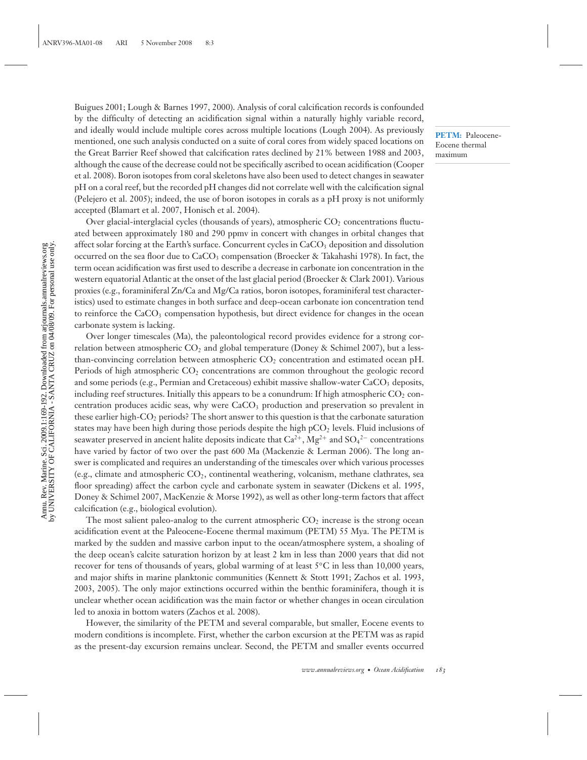Buigues 2001; Lough & Barnes 1997, 2000). Analysis of coral calcification records is confounded by the difficulty of detecting an acidification signal within a naturally highly variable record, and ideally would include multiple cores across multiple locations (Lough 2004). As previously mentioned, one such analysis conducted on a suite of coral cores from widely spaced locations on the Great Barrier Reef showed that calcification rates declined by 21% between 1988 and 2003, although the cause of the decrease could not be specifically ascribed to ocean acidification (Cooper et al. 2008). Boron isotopes from coral skeletons have also been used to detect changes in seawater pH on a coral reef, but the recorded pH changes did not correlate well with the calcification signal (Pelejero et al. 2005); indeed, the use of boron isotopes in corals as a pH proxy is not uniformly accepted (Blamart et al. 2007, Honisch et al. 2004).

**PETM:** Paleocene-Eocene thermal maximum

Over glacial-interglacial cycles (thousands of years), atmospheric $CO_2$ concentrations fluctuated between approximately 180 and 290 ppmv in concert with changes in orbital changes that affect solar forcing at the Earth's surface. Concurrent cycles in $CaCO_3$ deposition and dissolution occurred on the sea floor due to $CaCO_3$ compensation (Broecker & Takahashi 1978). In fact, the term ocean acidification was first used to describe a decrease in carbonate ion concentration in the western equatorial Atlantic at the onset of the last glacial period (Broecker & Clark 2001). Various proxies (e.g., foraminiferal Zn/Ca and Mg/Ca ratios, boron isotopes, foraminiferal test characteristics) used to estimate changes in both surface and deep-ocean carbonate ion concentration tend to reinforce the $CaCO_3$ compensation hypothesis, but direct evidence for changes in the ocean carbonate system is lacking.

Over longer timescales (Ma), the paleontological record provides evidence for a strong correlation between atmospheric $CO_2$ and global temperature (Doney & Schimel 2007), but a less-than-convincing correlation between atmospheric $CO_2$ concentration and estimated ocean pH. Periods of high atmospheric $CO_2$ concentrations are common throughout the geologic record and some periods (e.g., Permian and Cretaceous) exhibit massive shallow-water $CaCO_3$ deposits, including reef structures. Initially this appears to be a conundrum: If high atmospheric $CO_2$ concentration produces acidic seas, why were $CaCO_3$ production and preservation so prevalent in these earlier high-$CO_2$ periods? The short answer to this question is that the carbonate saturation states may have been high during those periods despite the high $pCO_2$ levels. Fluid inclusions of seawater preserved in ancient halite deposits indicate that $Ca^{2+}$, $Mg^{2+}$ and $SO_4^{2-}$ concentrations have varied by factor of two over the past 600 Ma (Mackenzie & Lerman 2006). The long answer is complicated and requires an understanding of the timescales over which various processes (e.g., climate and atmospheric $CO_2$, continental weathering, volcanism, methane clathrates, sea floor spreading) affect the carbon cycle and carbonate system in seawater (Dickens et al. 1995, Doney & Schimel 2007, MacKenzie & Morse 1992), as well as other long-term factors that affect calcification (e.g., biological evolution).

The most salient paleo-analog to the current atmospheric $CO_2$ increase is the strong ocean acidification event at the Paleocene-Eocene thermal maximum (PETM) 55 Mya. The PETM is marked by the sudden and massive carbon input to the ocean/atmosphere system, a shoaling of the deep ocean's calcite saturation horizon by at least 2 km in less than 2000 years that did not recover for tens of thousands of years, global warming of at least 5°C in less than 10,000 years, and major shifts in marine planktonic communities (Kennett & Stott 1991; Zachos et al. 1993, 2003, 2005). The only major extinctions occurred within the benthic foraminifera, though it is unclear whether ocean acidification was the main factor or whether changes in ocean circulation led to anoxia in bottom waters (Zachos et al. 2008).

However, the similarity of the PETM and several comparable, but smaller, Eocene events to modern conditions is incomplete. First, whether the carbon excursion at the PETM was as rapid as the present-day excursion remains unclear. Second, the PETM and smaller events occurred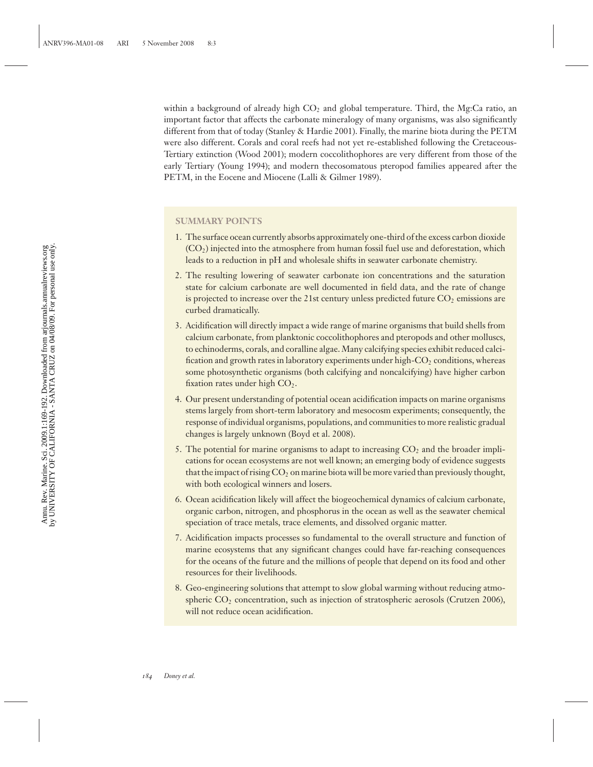within a background of already high $CO_2$ and global temperature. Third, the Mg:Ca ratio, an important factor that affects the carbonate mineralogy of many organisms, was also significantly different from that of today (Stanley & Hardie 2001). Finally, the marine biota during the PETM were also different. Corals and coral reefs had not yet re-established following the Cretaceous-Tertiary extinction (Wood 2001); modern coccolithophores are very different from those of the early Tertiary (Young 1994); and modern thecosomatous pteropod families appeared after the PETM, in the Eocene and Miocene (Lalli & Gilmer 1989).

## SUMMARY POINTS

1. The surface ocean currently absorbs approximately one-third of the excess carbon dioxide ($CO_2$) injected into the atmosphere from human fossil fuel use and deforestation, which leads to a reduction in pH and wholesale shifts in seawater carbonate chemistry.
2. The resulting lowering of seawater carbonate ion concentrations and the saturation state for calcium carbonate are well documented in field data, and the rate of change is projected to increase over the 21st century unless predicted future $CO_2$ emissions are curbed dramatically.
3. Acidification will directly impact a wide range of marine organisms that build shells from calcium carbonate, from planktonic coccolithophores and pteropods and other molluscs, to echinoderms, corals, and coralline algae. Many calcifying species exhibit reduced calcification and growth rates in laboratory experiments under high-$CO_2$ conditions, whereas some photosynthetic organisms (both calcifying and noncalcifying) have higher carbon fixation rates under high $CO_2$.
4. Our present understanding of potential ocean acidification impacts on marine organisms stems largely from short-term laboratory and mesocosm experiments; consequently, the response of individual organisms, populations, and communities to more realistic gradual changes is largely unknown (Boyd et al. 2008).
5. The potential for marine organisms to adapt to increasing $CO_2$ and the broader implications for ocean ecosystems are not well known; an emerging body of evidence suggests that the impact of rising $CO_2$ on marine biota will be more varied than previously thought, with both ecological winners and losers.
6. Ocean acidification likely will affect the biogeochemical dynamics of calcium carbonate, organic carbon, nitrogen, and phosphorus in the ocean as well as the seawater chemical speciation of trace metals, trace elements, and dissolved organic matter.
7. Acidification impacts processes so fundamental to the overall structure and function of marine ecosystems that any significant changes could have far-reaching consequences for the oceans of the future and the millions of people that depend on its food and other resources for their livelihoods.
8. Geo-engineering solutions that attempt to slow global warming without reducing atmospheric $CO_2$ concentration, such as injection of stratospheric aerosols (Crutzen 2006), will not reduce ocean acidification.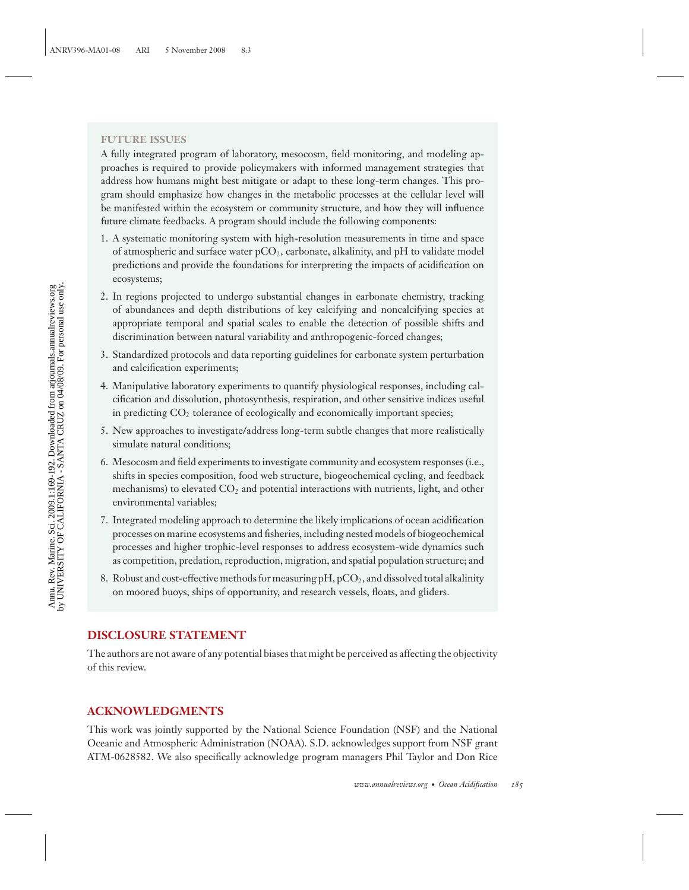## FUTURE ISSUES

A fully integrated program of laboratory, mesocosm, field monitoring, and modeling approaches is required to provide policymakers with informed management strategies that address how humans might best mitigate or adapt to these long-term changes. This program should emphasize how changes in the metabolic processes at the cellular level will be manifested within the ecosystem or community structure, and how they will influence future climate feedbacks. A program should include the following components:

1. A systematic monitoring system with high-resolution measurements in time and space of atmospheric and surface water $pCO_2$, carbonate, alkalinity, and pH to validate model predictions and provide the foundations for interpreting the impacts of acidification on ecosystems;
2. In regions projected to undergo substantial changes in carbonate chemistry, tracking of abundances and depth distributions of key calcifying and noncalcifying species at appropriate temporal and spatial scales to enable the detection of possible shifts and discrimination between natural variability and anthropogenic-forced changes;
3. Standardized protocols and data reporting guidelines for carbonate system perturbation and calcification experiments;
4. Manipulative laboratory experiments to quantify physiological responses, including calcification and dissolution, photosynthesis, respiration, and other sensitive indices useful in predicting $CO_2$ tolerance of ecologically and economically important species;
5. New approaches to investigate/address long-term subtle changes that more realistically simulate natural conditions;
6. Mesocosm and field experiments to investigate community and ecosystem responses (i.e., shifts in species composition, food web structure, biogeochemical cycling, and feedback mechanisms) to elevated $CO_2$ and potential interactions with nutrients, light, and other environmental variables;
7. Integrated modeling approach to determine the likely implications of ocean acidification processes on marine ecosystems and fisheries, including nested models of biogeochemical processes and higher trophic-level responses to address ecosystem-wide dynamics such as competition, predation, reproduction, migration, and spatial population structure; and
8. Robust and cost-effective methods for measuring pH, $pCO_2$, and dissolved total alkalinity on moored buoys, ships of opportunity, and research vessels, floats, and gliders.

## DISCLOSURE STATEMENT

The authors are not aware of any potential biases that might be perceived as affecting the objectivity of this review.

## ACKNOWLEDGMENTS

This work was jointly supported by the National Science Foundation (NSF) and the National Oceanic and Atmospheric Administration (NOAA). S.D. acknowledges support from NSF grant ATM-0628582. We also specifically acknowledge program managers Phil Taylor and Don Rice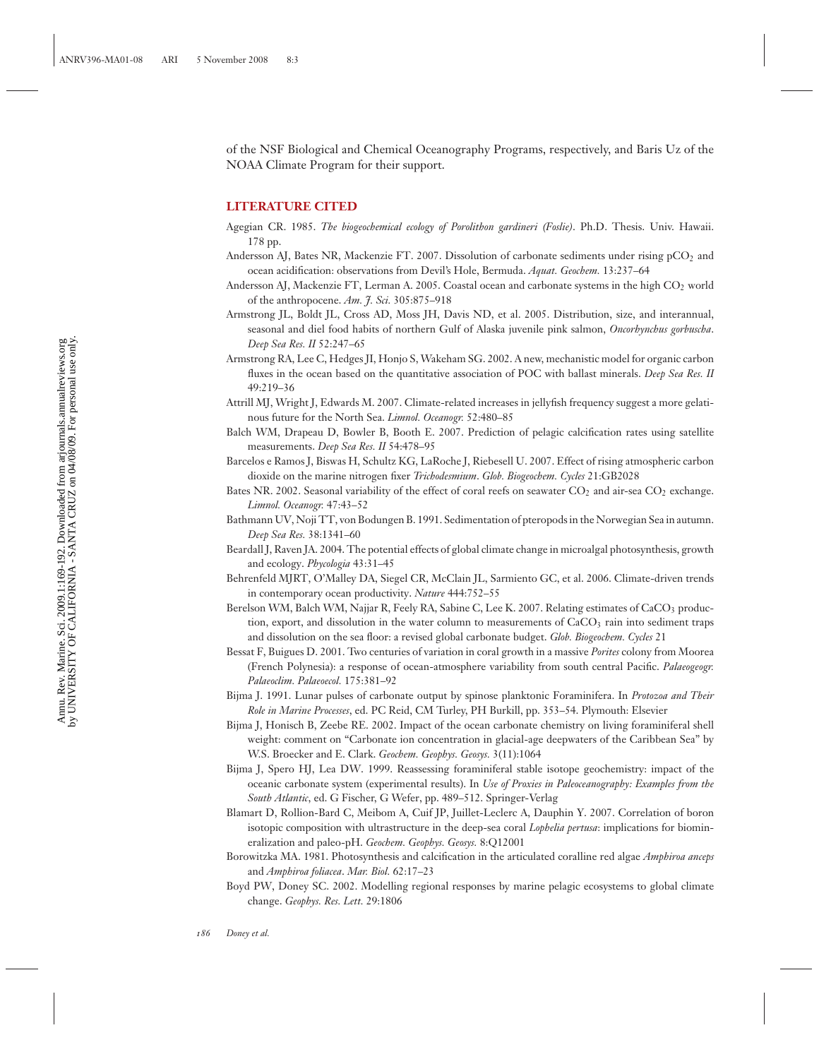of the NSF Biological and Chemical Oceanography Programs, respectively, and Baris Uz of the NOAA Climate Program for their support.

## LITERATURE CITED

Agegian CR. 1985. *The biogeochemical ecology of Porolithon gardineri (Foslie)*. Ph.D. Thesis. Univ. Hawaii. 178 pp.

Andersson AJ, Bates NR, Mackenzie FT. 2007. Dissolution of carbonate sediments under rising $pCO_2$ and ocean acidification: observations from Devil's Hole, Bermuda. *Aquat. Geochem.* 13:237–64

Andersson AJ, Mackenzie FT, Lerman A. 2005. Coastal ocean and carbonate systems in the high $CO_2$ world of the anthropocene. *Am. J. Sci.* 305:875–918

Armstrong JL, Boldt JL, Cross AD, Moss JH, Davis ND, et al. 2005. Distribution, size, and interannual, seasonal and diel food habits of northern Gulf of Alaska juvenile pink salmon, *Oncorhynchus gorbuscha*. *Deep Sea Res. II* 52:247–65

Armstrong RA, Lee C, Hedges JI, Honjo S, Wakeham SG. 2002. A new, mechanistic model for organic carbon fluxes in the ocean based on the quantitative association of POC with ballast minerals. *Deep Sea Res. II* 49:219–36

Attrill MJ, Wright J, Edwards M. 2007. Climate-related increases in jellyfish frequency suggest a more gelatinous future for the North Sea. *Limnol. Oceanogr.* 52:480–85

Balch WM, Drapeau D, Bowler B, Booth E. 2007. Prediction of pelagic calcification rates using satellite measurements. *Deep Sea Res. II* 54:478–95

Barcelos e Ramos J, Biswas H, Schultz KG, LaRoche J, Riebesell U. 2007. Effect of rising atmospheric carbon dioxide on the marine nitrogen fixer *Trichodesmium*. *Glob. Biogeochem. Cycles* 21:GB2028

Bates NR. 2002. Seasonal variability of the effect of coral reefs on seawater $CO_2$ and air-sea $CO_2$ exchange. *Limnol. Oceanogr.* 47:43–52

Bathmann UV, Noji TT, von Bodungen B. 1991. Sedimentation of pteropods in the Norwegian Sea in autumn. *Deep Sea Res.* 38:1341–60

Beardall J, Raven JA. 2004. The potential effects of global climate change in microalgal photosynthesis, growth and ecology. *Phycologia* 43:31–45

Behrenfeld MJRT, O'Malley DA, Siegel CR, McClain JL, Sarmiento GC, et al. 2006. Climate-driven trends in contemporary ocean productivity. *Nature* 444:752–55

Berelson WM, Balch WM, Najjar R, Feely RA, Sabine C, Lee K. 2007. Relating estimates of $CaCO_3$ production, export, and dissolution in the water column to measurements of $CaCO_3$ rain into sediment traps and dissolution on the sea floor: a revised global carbonate budget. *Glob. Biogeochem. Cycles* 21

Bessat F, Buigues D. 2001. Two centuries of variation in coral growth in a massive *Porites* colony from Moorea (French Polynesia): a response of ocean-atmosphere variability from south central Pacific. *Palaeogeogr. Palaeoclim. Palaeoecol.* 175:381–92

Bijma J. 1991. Lunar pulses of carbonate output by spinose planktonic Foraminifera. In *Protozoa and Their Role in Marine Processes*, ed. PC Reid, CM Turley, PH Burkill, pp. 353–54. Plymouth: Elsevier

Bijma J, Honisch B, Zeebe RE. 2002. Impact of the ocean carbonate chemistry on living foraminiferal shell weight: comment on "Carbonate ion concentration in glacial-age deepwaters of the Caribbean Sea" by W.S. Broecker and E. Clark. *Geochem. Geophys. Geosys.* 3(11):1064

Bijma J, Spero HJ, Lea DW. 1999. Reassessing foraminiferal stable isotope geochemistry: impact of the oceanic carbonate system (experimental results). In *Use of Proxies in Paleoceanography: Examples from the South Atlantic*, ed. G Fischer, G Wefer, pp. 489–512. Springer-Verlag

Blamart D, Rollion-Bard C, Meibom A, Cuif JP, Juillet-Leclerc A, Dauphin Y. 2007. Correlation of boron isotopic composition with ultrastructure in the deep-sea coral *Lophelia pertusa*: implications for biomineralization and paleo-pH. *Geochem. Geophys. Geosys.* 8:Q12001

Borowitzka MA. 1981. Photosynthesis and calcification in the articulated coralline red algae *Amphiroa anceps* and *Amphiroa foliacea*. *Mar. Biol.* 62:17–23

Boyd PW, Doney SC. 2002. Modelling regional responses by marine pelagic ecosystems to global climate change. *Geophys. Res. Lett.* 29:1806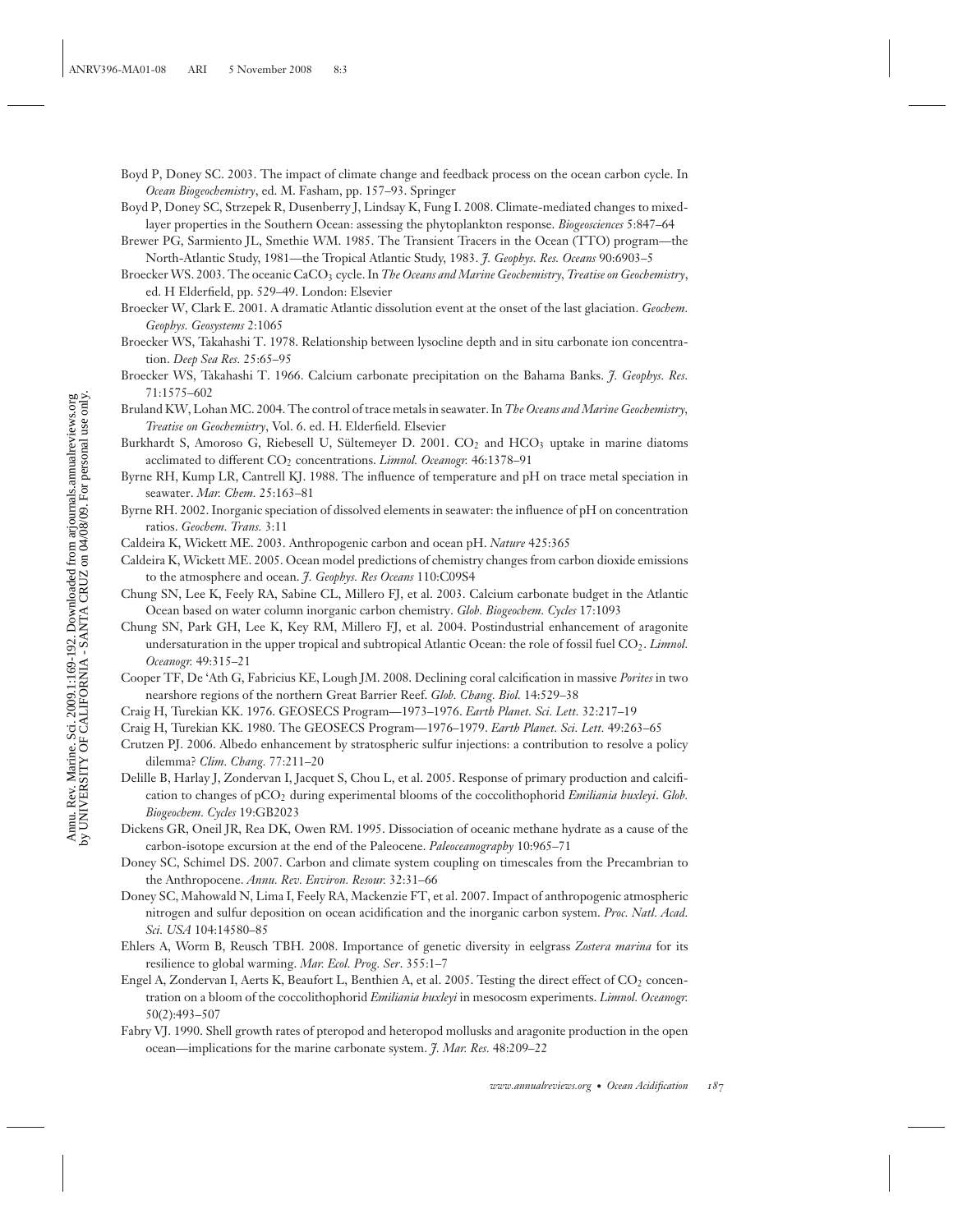Boyd P, Doney SC. 2003. The impact of climate change and feedback process on the ocean carbon cycle. In *Ocean Biogeochemistry*, ed. M. Fasham, pp. 157–93. Springer

Boyd P, Doney SC, Strzepek R, Dusenberry J, Lindsay K, Fung I. 2008. Climate-mediated changes to mixed-layer properties in the Southern Ocean: assessing the phytoplankton response. *Biogeosciences* 5:847–64

Brewer PG, Sarmiento JL, Smethie WM. 1985. The Transient Tracers in the Ocean (TTO) program—the North-Atlantic Study, 1981—the Tropical Atlantic Study, 1983. *J. Geophys. Res. Oceans* 90:6903–5

Broecker WS. 2003. The oceanic $CaCO_3$ cycle. In *The Oceans and Marine Geochemistry, Treatise on Geochemistry*, ed. H Elderfield, pp. 529–49. London: Elsevier

Broecker W, Clark E. 2001. A dramatic Atlantic dissolution event at the onset of the last glaciation. *Geochem. Geophys. Geosystems* 2:1065

Broecker WS, Takahashi T. 1978. Relationship between lysocline depth and in situ carbonate ion concentration. *Deep Sea Res.* 25:65–95

Broecker WS, Takahashi T. 1966. Calcium carbonate precipitation on the Bahama Banks. *J. Geophys. Res.* 71:1575–602

Bruland KW, Lohan MC. 2004. The control of trace metals in seawater. In *The Oceans and Marine Geochemistry, Treatise on Geochemistry*, Vol. 6. ed. H. Elderfield. Elsevier

Burkhardt S, Amoroso G, Riebesell U, Sültemeyer D. 2001. $CO_2$ and $HCO_3$ uptake in marine diatoms acclimated to different $CO_2$ concentrations. *Limnol. Oceanogr.* 46:1378–91

Byrne RH, Kump LR, Cantrell KJ. 1988. The influence of temperature and pH on trace metal speciation in seawater. *Mar. Chem.* 25:163–81

Byrne RH. 2002. Inorganic speciation of dissolved elements in seawater: the influence of pH on concentration ratios. *Geochem. Trans.* 3:11

Caldeira K, Wickett ME. 2003. Anthropogenic carbon and ocean pH. *Nature* 425:365

Caldeira K, Wickett ME. 2005. Ocean model predictions of chemistry changes from carbon dioxide emissions to the atmosphere and ocean. *J. Geophys. Res Oceans* 110:C09S4

Chung SN, Lee K, Feely RA, Sabine CL, Millero FJ, et al. 2003. Calcium carbonate budget in the Atlantic Ocean based on water column inorganic carbon chemistry. *Glob. Biogeochem. Cycles* 17:1093

Chung SN, Park GH, Lee K, Key RM, Millero FJ, et al. 2004. Postindustrial enhancement of aragonite undersaturation in the upper tropical and subtropical Atlantic Ocean: the role of fossil fuel $CO_2$. *Limnol. Oceanogr.* 49:315–21

Cooper TF, De 'Ath G, Fabricius KE, Lough JM. 2008. Declining coral calcification in massive *Porites* in two nearshore regions of the northern Great Barrier Reef. *Glob. Chang. Biol.* 14:529–38

Craig H, Turekian KK. 1976. GEOSECS Program—1973–1976. *Earth Planet. Sci. Lett.* 32:217–19

Craig H, Turekian KK. 1980. The GEOSECS Program—1976–1979. *Earth Planet. Sci. Lett.* 49:263–65

Crutzen PJ. 2006. Albedo enhancement by stratospheric sulfur injections: a contribution to resolve a policy dilemma? *Clim. Chang.* 77:211–20

Delille B, Harlay J, Zondervan I, Jacquet S, Chou L, et al. 2005. Response of primary production and calcification to changes of $pCO_2$ during experimental blooms of the coccolithophorid *Emiliania huxleyi*. *Glob. Biogeochem. Cycles* 19:GB2023

Dickens GR, Oneil JR, Rea DK, Owen RM. 1995. Dissociation of oceanic methane hydrate as a cause of the carbon-isotope excursion at the end of the Paleocene. *Paleoceanography* 10:965–71

Doney SC, Schimel DS. 2007. Carbon and climate system coupling on timescales from the Precambrian to the Anthropocene. *Annu. Rev. Environ. Resour.* 32:31–66

Doney SC, Mahowald N, Lima I, Feely RA, Mackenzie FT, et al. 2007. Impact of anthropogenic atmospheric nitrogen and sulfur deposition on ocean acidification and the inorganic carbon system. *Proc. Natl. Acad. Sci. USA* 104:14580–85

Ehlers A, Worm B, Reusch TBH. 2008. Importance of genetic diversity in eelgrass *Zostera marina* for its resilience to global warming. *Mar. Ecol. Prog. Ser*. 355:1–7

Engel A, Zondervan I, Aerts K, Beaufort L, Benthien A, et al. 2005. Testing the direct effect of $CO_2$ concentration on a bloom of the coccolithophorid *Emiliania huxleyi* in mesocosm experiments. *Limnol. Oceanogr.* 50(2):493–507

Fabry VJ. 1990. Shell growth rates of pteropod and heteropod mollusks and aragonite production in the open ocean—implications for the marine carbonate system. *J. Mar. Res.* 48:209–22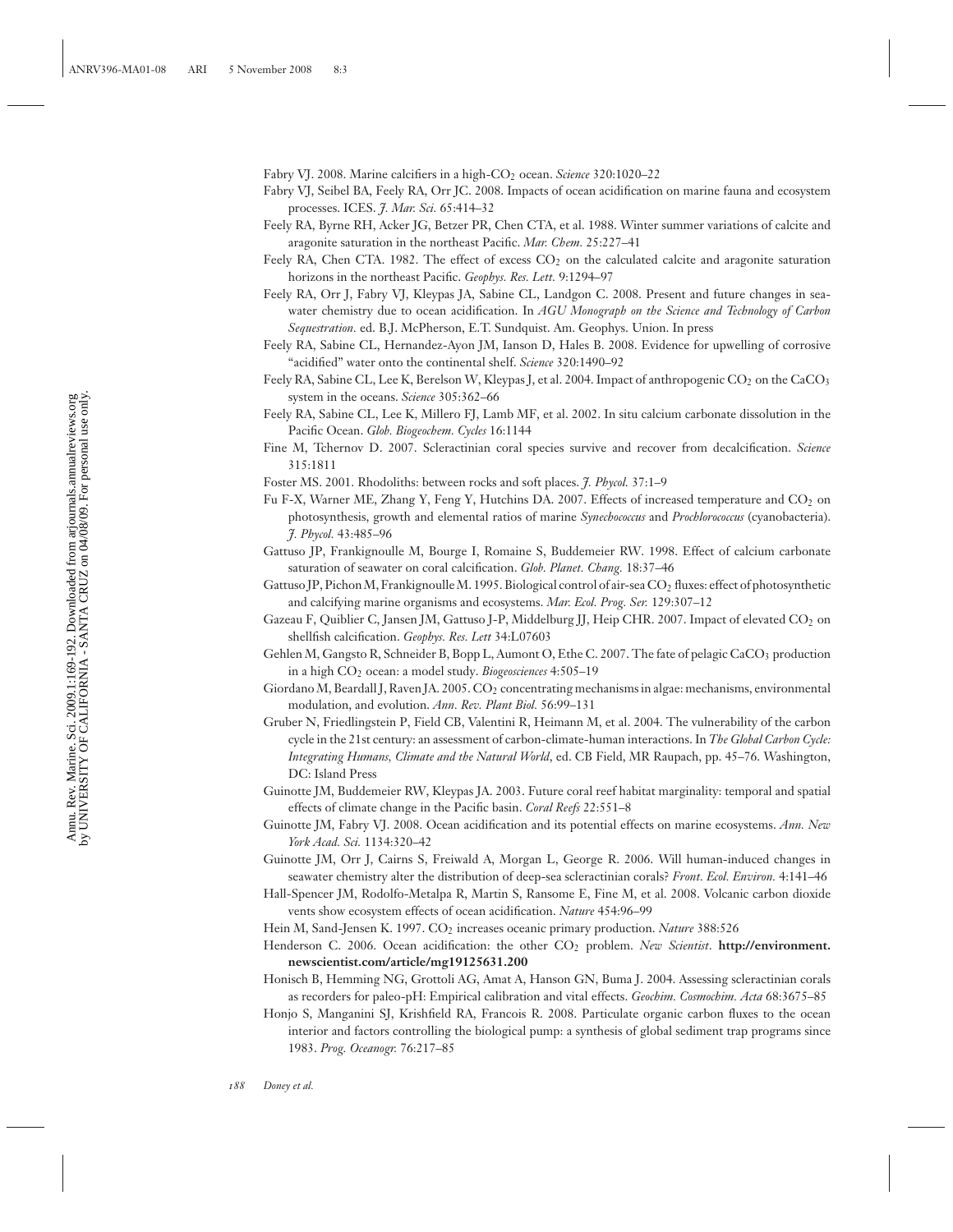Fabry VJ. 2008. Marine calcifiers in a high-$CO_2$ ocean. *Science* 320:1020–22

Fabry VJ, Seibel BA, Feely RA, Orr JC. 2008. Impacts of ocean acidification on marine fauna and ecosystem processes. ICES. *J. Mar. Sci.* 65:414–32

Feely RA, Byrne RH, Acker JG, Betzer PR, Chen CTA, et al. 1988. Winter summer variations of calcite and aragonite saturation in the northeast Pacific. *Mar. Chem.* 25:227–41

Feely RA, Chen CTA. 1982. The effect of excess $CO_2$ on the calculated calcite and aragonite saturation horizons in the northeast Pacific. *Geophys. Res. Lett.* 9:1294–97

Feely RA, Orr J, Fabry VJ, Kleypas JA, Sabine CL, Landgon C. 2008. Present and future changes in seawater chemistry due to ocean acidification. In *AGU Monograph on the Science and Technology of Carbon Sequestration*. ed. B.J. McPherson, E.T. Sundquist. Am. Geophys. Union. In press

Feely RA, Sabine CL, Hernandez-Ayon JM, Ianson D, Hales B. 2008. Evidence for upwelling of corrosive "acidified" water onto the continental shelf. *Science* 320:1490–92

Feely RA, Sabine CL, Lee K, Berelson W, Kleypas J, et al. 2004. Impact of anthropogenic $CO_2$ on the $CaCO_3$ system in the oceans. *Science* 305:362–66

Feely RA, Sabine CL, Lee K, Millero FJ, Lamb MF, et al. 2002. In situ calcium carbonate dissolution in the Pacific Ocean. *Glob. Biogeochem. Cycles* 16:1144

Fine M, Tchernov D. 2007. Scleractinian coral species survive and recover from decalcification. *Science* 315:1811

Foster MS. 2001. Rhodoliths: between rocks and soft places. *J. Phycol.* 37:1–9

Fu F-X, Warner ME, Zhang Y, Feng Y, Hutchins DA. 2007. Effects of increased temperature and $CO_2$ on photosynthesis, growth and elemental ratios of marine *Synechococcus* and *Prochlorococcus* (cyanobacteria). *J. Phycol.* 43:485–96

Gattuso JP, Frankignoulle M, Bourge I, Romaine S, Buddemeier RW. 1998. Effect of calcium carbonate saturation of seawater on coral calcification. *Glob. Planet. Chang.* 18:37–46

Gattuso JP, Pichon M, Frankignoulle M. 1995. Biological control of air-sea $CO_2$ fluxes: effect of photosynthetic and calcifying marine organisms and ecosystems. *Mar. Ecol. Prog. Ser.* 129:307–12

Gazeau F, Quiblier C, Jansen JM, Gattuso J-P, Middelburg JJ, Heip CHR. 2007. Impact of elevated $CO_2$ on shellfish calcification. *Geophys. Res. Lett* 34:L07603

Gehlen M, Gangsto R, Schneider B, Bopp L, Aumont O, Ethe C. 2007. The fate of pelagic $CaCO_3$ production in a high $CO_2$ ocean: a model study. *Biogeosciences* 4:505–19

Giordano M, Beardall J, Raven JA. 2005. $CO_2$ concentrating mechanisms in algae: mechanisms, environmental modulation, and evolution. *Ann. Rev. Plant Biol.* 56:99–131

Gruber N, Friedlingstein P, Field CB, Valentini R, Heimann M, et al. 2004. The vulnerability of the carbon cycle in the 21st century: an assessment of carbon-climate-human interactions. In *The Global Carbon Cycle: Integrating Humans, Climate and the Natural World*, ed. CB Field, MR Raupach, pp. 45–76. Washington, DC: Island Press

Guinotte JM, Buddemeier RW, Kleypas JA. 2003. Future coral reef habitat marginality: temporal and spatial effects of climate change in the Pacific basin. *Coral Reefs* 22:551–8

Guinotte JM, Fabry VJ. 2008. Ocean acidification and its potential effects on marine ecosystems. *Ann. New York Acad. Sci.* 1134:320–42

Guinotte JM, Orr J, Cairns S, Freiwald A, Morgan L, George R. 2006. Will human-induced changes in seawater chemistry alter the distribution of deep-sea scleractinian corals? *Front. Ecol. Environ.* 4:141–46

Hall-Spencer JM, Rodolfo-Metalpa R, Martin S, Ransome E, Fine M, et al. 2008. Volcanic carbon dioxide vents show ecosystem effects of ocean acidification. *Nature* 454:96–99

Hein M, Sand-Jensen K. 1997. $CO_2$ increases oceanic primary production. *Nature* 388:526

Henderson C. 2006. Ocean acidification: the other $CO_2$ problem. *New Scientist*. **http://environment.newscientist.com/article/mg19125631.200**

Honisch B, Hemming NG, Grottoli AG, Amat A, Hanson GN, Buma J. 2004. Assessing scleractinian corals as recorders for paleo-pH: Empirical calibration and vital effects. *Geochim. Cosmochim. Acta* 68:3675–85

Honjo S, Manganini SJ, Krishfield RA, Francois R. 2008. Particulate organic carbon fluxes to the ocean interior and factors controlling the biological pump: a synthesis of global sediment trap programs since 1983. *Prog. Oceanogr.* 76:217–85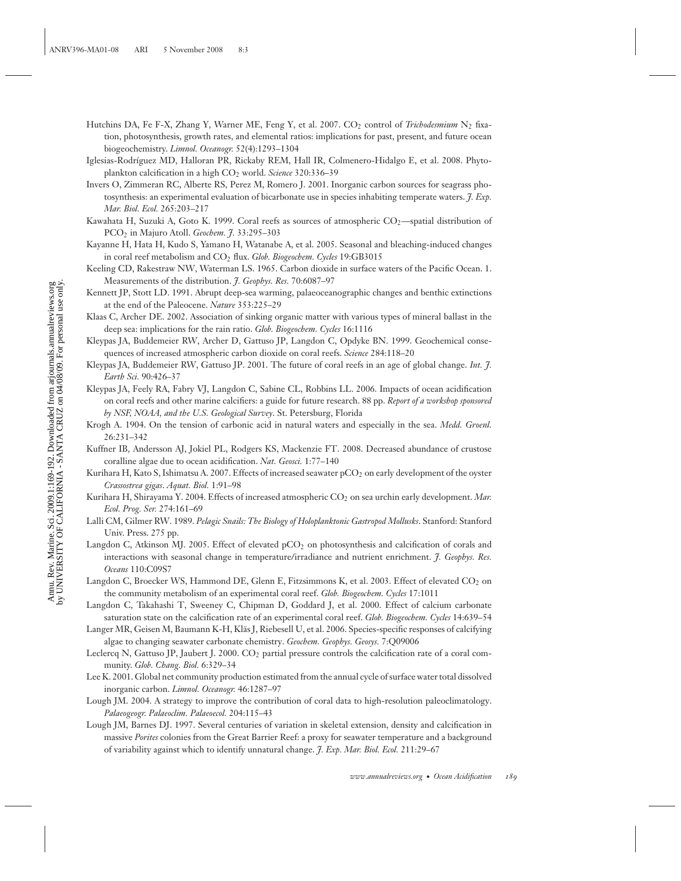Hutchins DA, Fe F-X, Zhang Y, Warner ME, Feng Y, et al. 2007. $CO_2$ control of *Trichodesmium* $N_2$ fixation, photosynthesis, growth rates, and elemental ratios: implications for past, present, and future ocean biogeochemistry. *Limnol. Oceanogr.* 52(4):1293–1304

Iglesias-Rodríguez MD, Halloran PR, Rickaby REM, Hall IR, Colmenero-Hidalgo E, et al. 2008. Phytoplankton calcification in a high $CO_2$ world. *Science* 320:336–39

Invers O, Zimmeran RC, Alberte RS, Perez M, Romero J. 2001. Inorganic carbon sources for seagrass photosynthesis: an experimental evaluation of bicarbonate use in species inhabiting temperate waters. *J. Exp. Mar. Biol. Ecol.* 265:203–217

Kawahata H, Suzuki A, Goto K. 1999. Coral reefs as sources of atmospheric $CO_2$—spatial distribution of $PCO_2$ in Majuro Atoll. *Geochem. J.* 33:295–303

Kayanne H, Hata H, Kudo S, Yamano H, Watanabe A, et al. 2005. Seasonal and bleaching-induced changes in coral reef metabolism and $CO_2$ flux. *Glob. Biogeochem. Cycles* 19:GB3015

Keeling CD, Rakestraw NW, Waterman LS. 1965. Carbon dioxide in surface waters of the Pacific Ocean. 1. Measurements of the distribution. *J. Geophys. Res.* 70:6087–97

Kennett JP, Stott LD. 1991. Abrupt deep-sea warming, palaeoceanographic changes and benthic extinctions at the end of the Paleocene. *Nature* 353:225–29

Klaas C, Archer DE. 2002. Association of sinking organic matter with various types of mineral ballast in the deep sea: implications for the rain ratio. *Glob. Biogeochem. Cycles* 16:1116

Kleypas JA, Buddemeier RW, Archer D, Gattuso JP, Langdon C, Opdyke BN. 1999. Geochemical consequences of increased atmospheric carbon dioxide on coral reefs. *Science* 284:118–20

Kleypas JA, Buddemeier RW, Gattuso JP. 2001. The future of coral reefs in an age of global change. *Int. J. Earth Sci.* 90:426–37

Kleypas JA, Feely RA, Fabry VJ, Langdon C, Sabine CL, Robbins LL. 2006. Impacts of ocean acidification on coral reefs and other marine calcifiers: a guide for future research. 88 pp. *Report of a workshop sponsored by NSF, NOAA, and the U.S. Geological Survey*. St. Petersburg, Florida

Krogh A. 1904. On the tension of carbonic acid in natural waters and especially in the sea. *Medd. Groenl.* 26:231–342

Kuffner IB, Andersson AJ, Jokiel PL, Rodgers KS, Mackenzie FT. 2008. Decreased abundance of crustose coralline algae due to ocean acidification. *Nat. Geosci.* 1:77–140

Kurihara H, Kato S, Ishimatsu A. 2007. Effects of increased seawater $pCO_2$ on early development of the oyster *Crassostrea gigas*. *Aquat. Biol.* 1:91–98

Kurihara H, Shirayama Y. 2004. Effects of increased atmospheric $CO_2$ on sea urchin early development. *Mar. Ecol. Prog. Ser.* 274:161–69

Lalli CM, Gilmer RW. 1989. *Pelagic Snails: The Biology of Holoplanktonic Gastropod Mollusks*. Stanford: Stanford Univ. Press. 275 pp.

Langdon C, Atkinson MJ. 2005. Effect of elevated $pCO_2$ on photosynthesis and calcification of corals and interactions with seasonal change in temperature/irradiance and nutrient enrichment. *J. Geophys. Res. Oceans* 110:C09S7

Langdon C, Broecker WS, Hammond DE, Glenn E, Fitzsimmons K, et al. 2003. Effect of elevated $CO_2$ on the community metabolism of an experimental coral reef. *Glob. Biogeochem. Cycles* 17:1011

Langdon C, Takahashi T, Sweeney C, Chipman D, Goddard J, et al. 2000. Effect of calcium carbonate saturation state on the calcification rate of an experimental coral reef. *Glob. Biogeochem. Cycles* 14:639–54

Langer MR, Geisen M, Baumann K-H, Kläs J, Riebesell U, et al. 2006. Species-specific responses of calcifying algae to changing seawater carbonate chemistry. *Geochem. Geophys. Geosys.* 7:Q09006

Leclercq N, Gattuso JP, Jaubert J. 2000. $CO_2$ partial pressure controls the calcification rate of a coral community. *Glob. Chang. Biol.* 6:329–34

Lee K. 2001. Global net community production estimated from the annual cycle of surface water total dissolved inorganic carbon. *Limnol. Oceanogr.* 46:1287–97

Lough JM. 2004. A strategy to improve the contribution of coral data to high-resolution paleoclimatology. *Palaeogeogr. Palaeoclim. Palaeoecol.* 204:115–43

Lough JM, Barnes DJ. 1997. Several centuries of variation in skeletal extension, density and calcification in massive *Porites* colonies from the Great Barrier Reef: a proxy for seawater temperature and a background of variability against which to identify unnatural change. *J. Exp. Mar. Biol. Ecol.* 211:29–67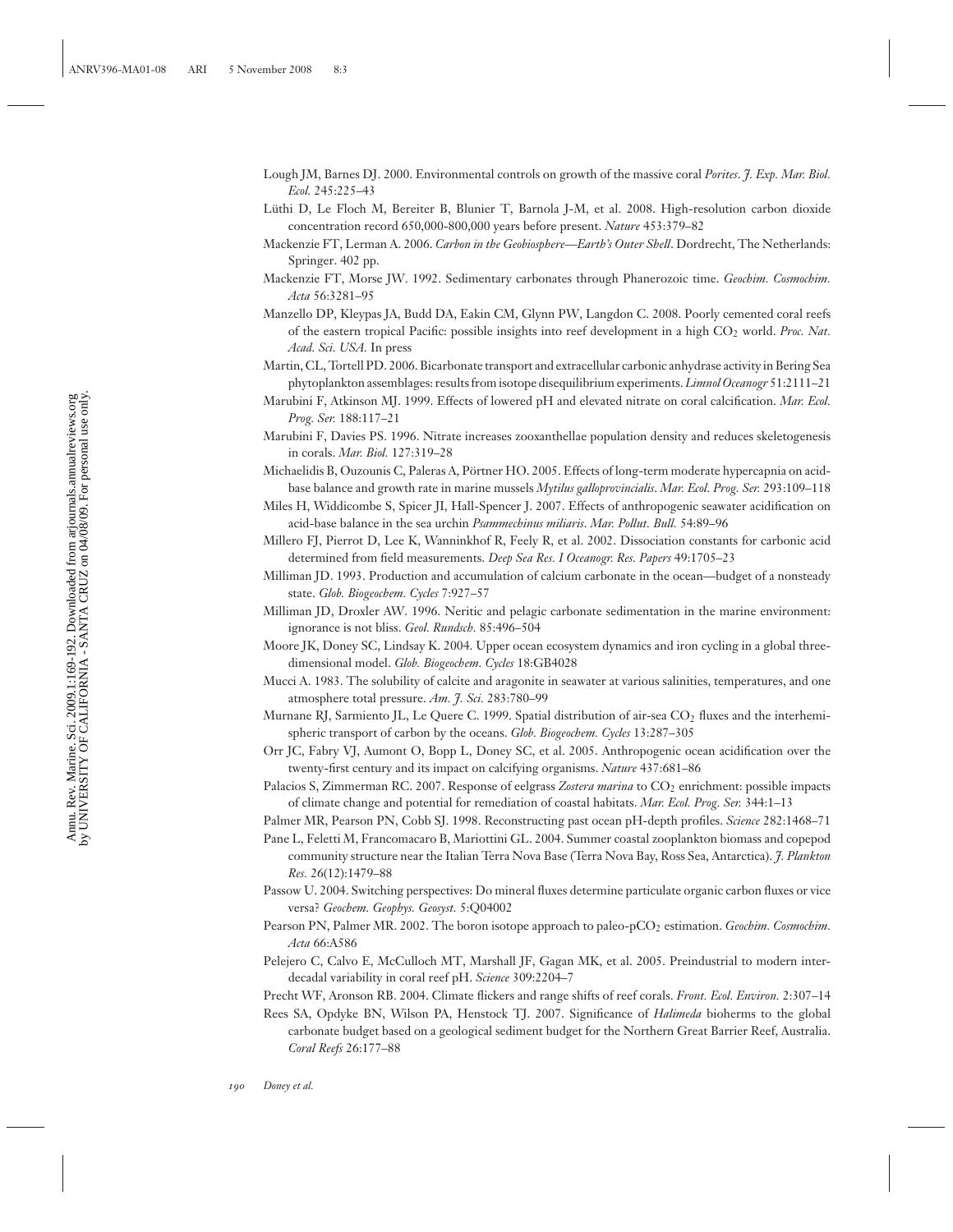Lough JM, Barnes DJ. 2000. Environmental controls on growth of the massive coral *Porites*. *J. Exp. Mar. Biol. Ecol.* 245:225–43

Lüthi D, Le Floch M, Bereiter B, Blunier T, Barnola J-M, et al. 2008. High-resolution carbon dioxide concentration record 650,000-800,000 years before present. *Nature* 453:379–82

Mackenzie FT, Lerman A. 2006. *Carbon in the Geobiosphere—Earth's Outer Shell*. Dordrecht, The Netherlands: Springer. 402 pp.

Mackenzie FT, Morse JW. 1992. Sedimentary carbonates through Phanerozoic time. *Geochim. Cosmochim. Acta* 56:3281–95

Manzello DP, Kleypas JA, Budd DA, Eakin CM, Glynn PW, Langdon C. 2008. Poorly cemented coral reefs of the eastern tropical Pacific: possible insights into reef development in a high $CO_2$ world. *Proc. Nat. Acad. Sci. USA*. In press

Martin, CL, Tortell PD. 2006. Bicarbonate transport and extracellular carbonic anhydrase activity in Bering Sea phytoplankton assemblages: results from isotope disequilibrium experiments. *Limnol Oceanogr* 51:2111–21

Marubini F, Atkinson MJ. 1999. Effects of lowered pH and elevated nitrate on coral calcification. *Mar. Ecol. Prog. Ser.* 188:117–21

Marubini F, Davies PS. 1996. Nitrate increases zooxanthellae population density and reduces skeletogenesis in corals. *Mar. Biol.* 127:319–28

Michaelidis B, Ouzounis C, Paleras A, Pörtner HO. 2005. Effects of long-term moderate hypercapnia on acid-base balance and growth rate in marine mussels *Mytilus galloprovincialis*. *Mar. Ecol. Prog. Ser.* 293:109–118

Miles H, Widdicombe S, Spicer JI, Hall-Spencer J. 2007. Effects of anthropogenic seawater acidification on acid-base balance in the sea urchin *Psammechinus miliaris*. *Mar. Pollut. Bull.* 54:89–96

Millero FJ, Pierrot D, Lee K, Wanninkhof R, Feely R, et al. 2002. Dissociation constants for carbonic acid determined from field measurements. *Deep Sea Res. I Oceanogr. Res. Papers* 49:1705–23

Milliman JD. 1993. Production and accumulation of calcium carbonate in the ocean—budget of a nonsteady state. *Glob. Biogeochem. Cycles* 7:927–57

Milliman JD, Droxler AW. 1996. Neritic and pelagic carbonate sedimentation in the marine environment: ignorance is not bliss. *Geol. Rundsch.* 85:496–504

Moore JK, Doney SC, Lindsay K. 2004. Upper ocean ecosystem dynamics and iron cycling in a global three-dimensional model. *Glob. Biogeochem. Cycles* 18:GB4028

Mucci A. 1983. The solubility of calcite and aragonite in seawater at various salinities, temperatures, and one atmosphere total pressure. *Am. J. Sci.* 283:780–99

Murnane RJ, Sarmiento JL, Le Quere C. 1999. Spatial distribution of air-sea $CO_2$ fluxes and the interhemispheric transport of carbon by the oceans. *Glob. Biogeochem. Cycles* 13:287–305

Orr JC, Fabry VJ, Aumont O, Bopp L, Doney SC, et al. 2005. Anthropogenic ocean acidification over the twenty-first century and its impact on calcifying organisms. *Nature* 437:681–86

Palacios S, Zimmerman RC. 2007. Response of eelgrass *Zostera marina* to $CO_2$ enrichment: possible impacts of climate change and potential for remediation of coastal habitats. *Mar. Ecol. Prog. Ser.* 344:1–13

Palmer MR, Pearson PN, Cobb SJ. 1998. Reconstructing past ocean pH-depth profiles. *Science* 282:1468–71

Pane L, Feletti M, Francomacaro B, Mariottini GL. 2004. Summer coastal zooplankton biomass and copepod community structure near the Italian Terra Nova Base (Terra Nova Bay, Ross Sea, Antarctica). *J. Plankton Res.* 26(12):1479–88

Passow U. 2004. Switching perspectives: Do mineral fluxes determine particulate organic carbon fluxes or vice versa? *Geochem. Geophys. Geosyst.* 5:Q04002

Pearson PN, Palmer MR. 2002. The boron isotope approach to paleo-p$CO_2$ estimation. *Geochim. Cosmochim. Acta* 66:A586

Pelejero C, Calvo E, McCulloch MT, Marshall JF, Gagan MK, et al. 2005. Preindustrial to modern interdecadal variability in coral reef pH. *Science* 309:2204–7

Precht WF, Aronson RB. 2004. Climate flickers and range shifts of reef corals. *Front. Ecol. Environ.* 2:307–14

Rees SA, Opdyke BN, Wilson PA, Henstock TJ. 2007. Significance of *Halimeda* bioherms to the global carbonate budget based on a geological sediment budget for the Northern Great Barrier Reef, Australia. *Coral Reefs* 26:177–88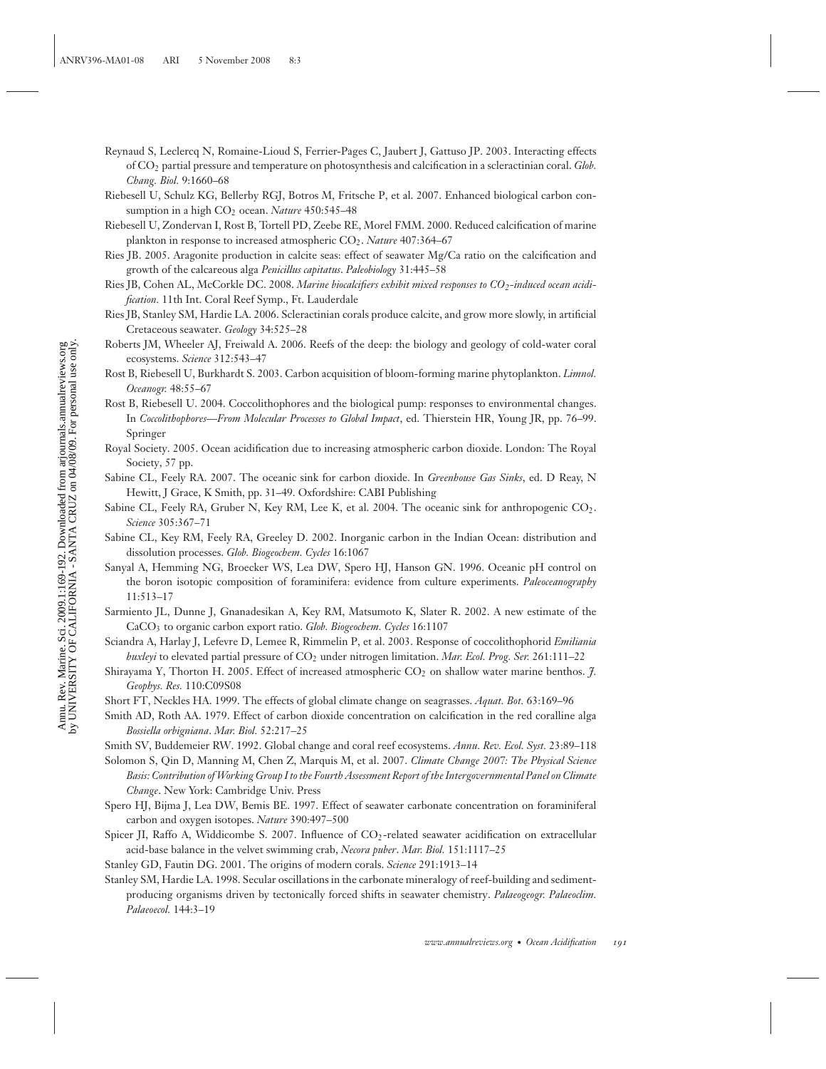Reynaud S, Leclercq N, Romaine-Lioud S, Ferrier-Pages C, Jaubert J, Gattuso JP. 2003. Interacting effects of $CO_2$ partial pressure and temperature on photosynthesis and calcification in a scleractinian coral. *Glob. Chang. Biol.* 9:1660–68

Riebesell U, Schulz KG, Bellerby RGJ, Botros M, Fritsche P, et al. 2007. Enhanced biological carbon consumption in a high $CO_2$ ocean. *Nature* 450:545–48

Riebesell U, Zondervan I, Rost B, Tortell PD, Zeebe RE, Morel FMM. 2000. Reduced calcification of marine plankton in response to increased atmospheric $CO_2$. *Nature* 407:364–67

Ries JB. 2005. Aragonite production in calcite seas: effect of seawater Mg/Ca ratio on the calcification and growth of the calcareous alga *Penicillus capitatus*. *Paleobiology* 31:445–58

Ries JB, Cohen AL, McCorkle DC. 2008. *Marine biocalcifiers exhibit mixed responses to $CO_2$-induced ocean acidification.* 11th Int. Coral Reef Symp., Ft. Lauderdale

Ries JB, Stanley SM, Hardie LA. 2006. Scleractinian corals produce calcite, and grow more slowly, in artificial Cretaceous seawater. *Geology* 34:525–28

Roberts JM, Wheeler AJ, Freiwald A. 2006. Reefs of the deep: the biology and geology of cold-water coral ecosystems. *Science* 312:543–47

Rost B, Riebesell U, Burkhardt S. 2003. Carbon acquisition of bloom-forming marine phytoplankton. *Limnol. Oceanogr.* 48:55–67

Rost B, Riebesell U. 2004. Coccolithophores and the biological pump: responses to environmental changes. In *Coccolithophores—From Molecular Processes to Global Impact*, ed. Thierstein HR, Young JR, pp. 76–99. Springer

Royal Society. 2005. Ocean acidification due to increasing atmospheric carbon dioxide. London: The Royal Society, 57 pp.

Sabine CL, Feely RA. 2007. The oceanic sink for carbon dioxide. In *Greenhouse Gas Sinks*, ed. D Reay, N Hewitt, J Grace, K Smith, pp. 31–49. Oxfordshire: CABI Publishing

Sabine CL, Feely RA, Gruber N, Key RM, Lee K, et al. 2004. The oceanic sink for anthropogenic $CO_2$. *Science* 305:367–71

Sabine CL, Key RM, Feely RA, Greeley D. 2002. Inorganic carbon in the Indian Ocean: distribution and dissolution processes. *Glob. Biogeochem. Cycles* 16:1067

Sanyal A, Hemming NG, Broecker WS, Lea DW, Spero HJ, Hanson GN. 1996. Oceanic pH control on the boron isotopic composition of foraminifera: evidence from culture experiments. *Paleoceanography* 11:513–17

Sarmiento JL, Dunne J, Gnanadesikan A, Key RM, Matsumoto K, Slater R. 2002. A new estimate of the $CaCO_3$ to organic carbon export ratio. *Glob. Biogeochem. Cycles* 16:1107

Sciandra A, Harlay J, Lefevre D, Lemee R, Rimmelin P, et al. 2003. Response of coccolithophorid *Emiliania huxleyi* to elevated partial pressure of $CO_2$ under nitrogen limitation. *Mar. Ecol. Prog. Ser.* 261:111–22

Shirayama Y, Thorton H. 2005. Effect of increased atmospheric $CO_2$ on shallow water marine benthos. *J. Geophys. Res.* 110:C09S08

Short FT, Neckles HA. 1999. The effects of global climate change on seagrasses. *Aquat. Bot.* 63:169–96

Smith AD, Roth AA. 1979. Effect of carbon dioxide concentration on calcification in the red coralline alga *Bossiella orbigniana*. *Mar. Biol.* 52:217–25

Smith SV, Buddemeier RW. 1992. Global change and coral reef ecosystems. *Annu. Rev. Ecol. Syst.* 23:89–118

Solomon S, Qin D, Manning M, Chen Z, Marquis M, et al. 2007. *Climate Change 2007: The Physical Science Basis: Contribution of Working Group I to the Fourth Assessment Report of the Intergovernmental Panel on Climate Change*. New York: Cambridge Univ. Press

Spero HJ, Bijma J, Lea DW, Bemis BE. 1997. Effect of seawater carbonate concentration on foraminiferal carbon and oxygen isotopes. *Nature* 390:497–500

Spicer JI, Raffo A, Widdicombe S. 2007. Influence of $CO_2$-related seawater acidification on extracellular acid-base balance in the velvet swimming crab, *Necora puber*. *Mar. Biol.* 151:1117–25

Stanley GD, Fautin DG. 2001. The origins of modern corals. *Science* 291:1913–14

Stanley SM, Hardie LA. 1998. Secular oscillations in the carbonate mineralogy of reef-building and sediment-producing organisms driven by tectonically forced shifts in seawater chemistry. *Palaeogeogr. Palaeoclim. Palaeoecol.* 144:3–19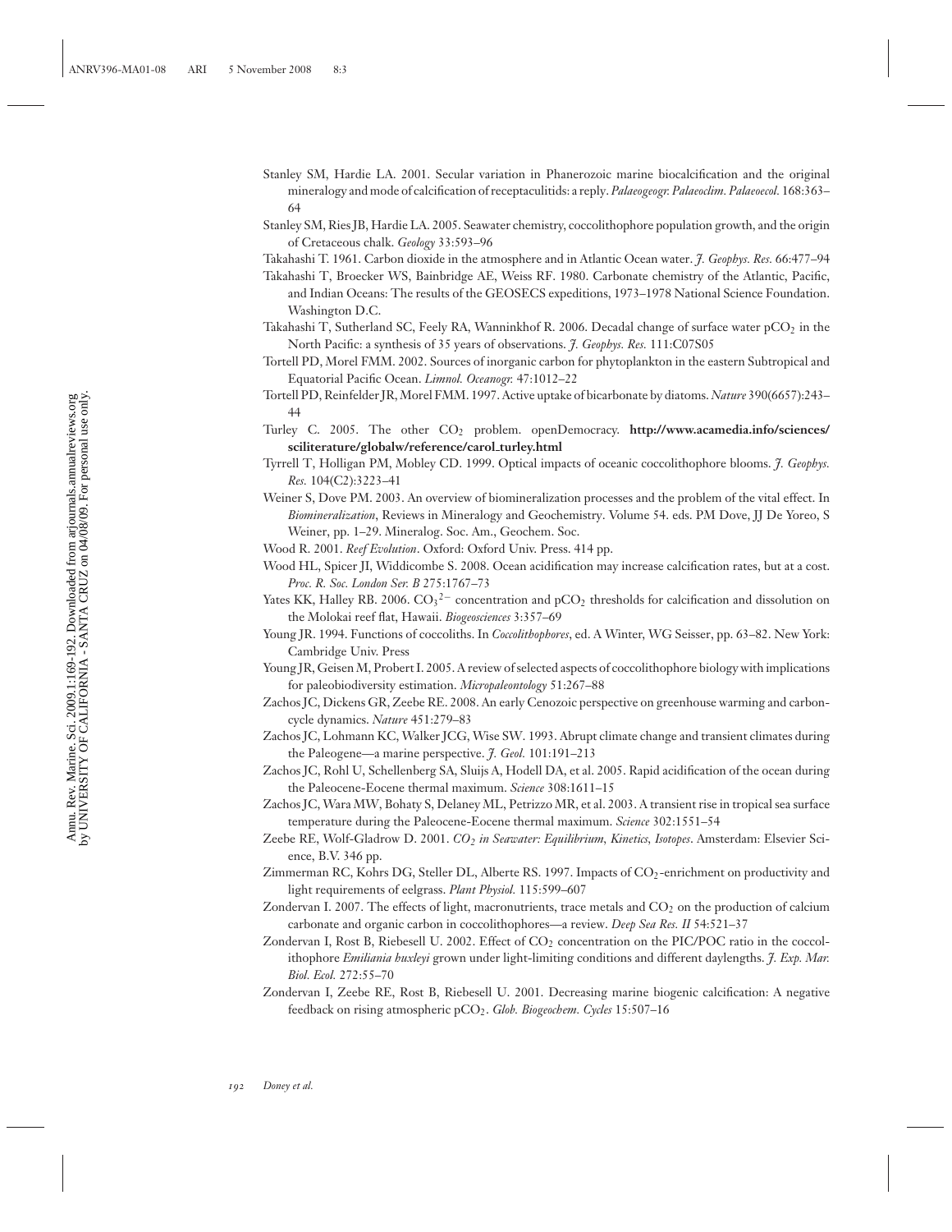Stanley SM, Hardie LA. 2001. Secular variation in Phanerozoic marine biocalcification and the original mineralogy and mode of calcification of receptaculitids: a reply. *Palaeogeogr. Palaeoclim. Palaeoecol.* 168:363–64

Stanley SM, Ries JB, Hardie LA. 2005. Seawater chemistry, coccolithophore population growth, and the origin of Cretaceous chalk. *Geology* 33:593–96

Takahashi T. 1961. Carbon dioxide in the atmosphere and in Atlantic Ocean water. *J. Geophys. Res.* 66:477–94

Takahashi T, Broecker WS, Bainbridge AE, Weiss RF. 1980. Carbonate chemistry of the Atlantic, Pacific, and Indian Oceans: The results of the GEOSECS expeditions, 1973–1978 National Science Foundation. Washington D.C.

Takahashi T, Sutherland SC, Feely RA, Wanninkhof R. 2006. Decadal change of surface water $pCO_2$ in the North Pacific: a synthesis of 35 years of observations. *J. Geophys. Res.* 111:C07S05

Tortell PD, Morel FMM. 2002. Sources of inorganic carbon for phytoplankton in the eastern Subtropical and Equatorial Pacific Ocean. *Limnol. Oceanogr.* 47:1012–22

Tortell PD, Reinfelder JR, Morel FMM. 1997. Active uptake of bicarbonate by diatoms. *Nature* 390(6657):243–44

Turley C. 2005. The other $CO_2$ problem. openDemocracy. **http://www.acamedia.info/sciences/sciliterature/globalw/reference/carol_turley.html**

Tyrrell T, Holligan PM, Mobley CD. 1999. Optical impacts of oceanic coccolithophore blooms. *J. Geophys. Res.* 104(C2):3223–41

Weiner S, Dove PM. 2003. An overview of biomineralization processes and the problem of the vital effect. In *Biomineralization*, Reviews in Mineralogy and Geochemistry. Volume 54. eds. PM Dove, JJ De Yoreo, S Weiner, pp. 1–29. Mineralog. Soc. Am., Geochem. Soc.

Wood R. 2001. *Reef Evolution*. Oxford: Oxford Univ. Press. 414 pp.

Wood HL, Spicer JI, Widdicombe S. 2008. Ocean acidification may increase calcification rates, but at a cost. *Proc. R. Soc. London Ser. B* 275:1767–73

Yates KK, Halley RB. 2006. $CO_3^{2-}$ concentration and $pCO_2$ thresholds for calcification and dissolution on the Molokai reef flat, Hawaii. *Biogeosciences* 3:357–69

Young JR. 1994. Functions of coccoliths. In *Coccolithophores*, ed. A Winter, WG Seisser, pp. 63–82. New York: Cambridge Univ. Press

Young JR, Geisen M, Probert I. 2005. A review of selected aspects of coccolithophore biology with implications for paleobiodiversity estimation. *Micropaleontology* 51:267–88

Zachos JC, Dickens GR, Zeebe RE. 2008. An early Cenozoic perspective on greenhouse warming and carbon-cycle dynamics. *Nature* 451:279–83

Zachos JC, Lohmann KC, Walker JCG, Wise SW. 1993. Abrupt climate change and transient climates during the Paleogene—a marine perspective. *J. Geol.* 101:191–213

Zachos JC, Rohl U, Schellenberg SA, Sluijs A, Hodell DA, et al. 2005. Rapid acidification of the ocean during the Paleocene-Eocene thermal maximum. *Science* 308:1611–15

Zachos JC, Wara MW, Bohaty S, Delaney ML, Petrizzo MR, et al. 2003. A transient rise in tropical sea surface temperature during the Paleocene-Eocene thermal maximum. *Science* 302:1551–54

Zeebe RE, Wolf-Gladrow D. 2001. *$CO_2$ in Seawater: Equilibrium, Kinetics, Isotopes*. Amsterdam: Elsevier Science, B.V. 346 pp.

Zimmerman RC, Kohrs DG, Steller DL, Alberte RS. 1997. Impacts of $CO_2$-enrichment on productivity and light requirements of eelgrass. *Plant Physiol.* 115:599–607

Zondervan I. 2007. The effects of light, macronutrients, trace metals and $CO_2$ on the production of calcium carbonate and organic carbon in coccolithophores—a review. *Deep Sea Res. II* 54:521–37

Zondervan I, Rost B, Riebesell U. 2002. Effect of $CO_2$ concentration on the PIC/POC ratio in the coccolithophore *Emiliania huxleyi* grown under light-limiting conditions and different daylengths. *J. Exp. Mar. Biol. Ecol.* 272:55–70

Zondervan I, Zeebe RE, Rost B, Riebesell U. 2001. Decreasing marine biogenic calcification: A negative feedback on rising atmospheric $pCO_2$. *Glob. Biogeochem. Cycles* 15:507–16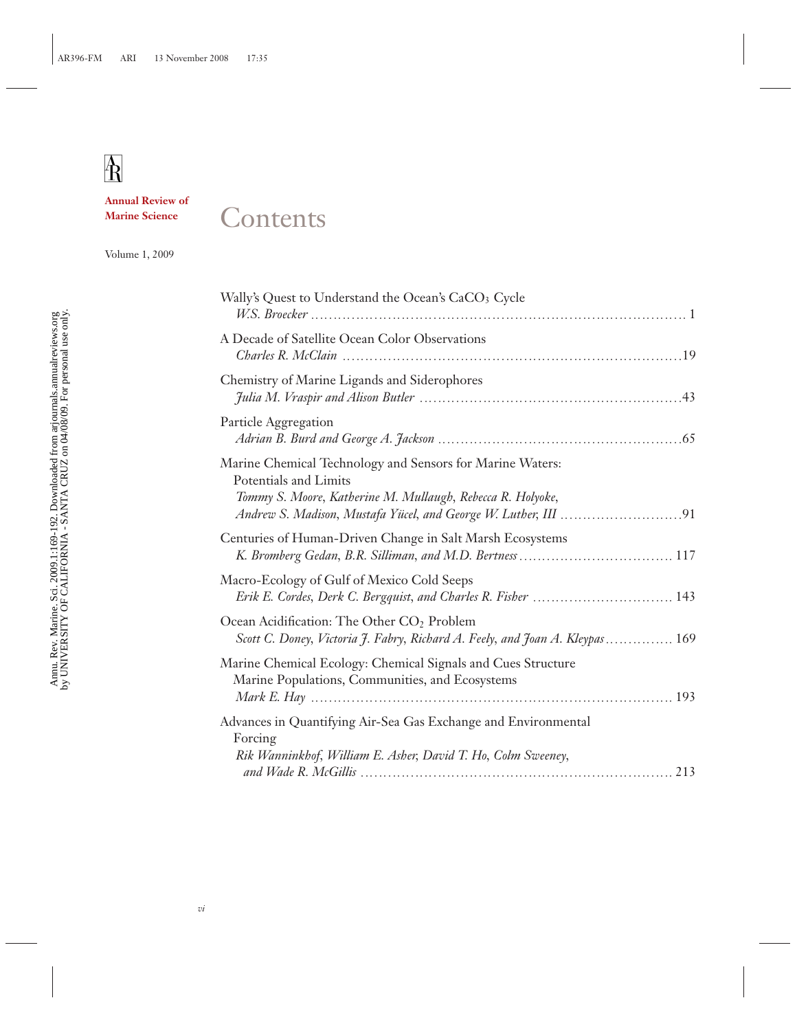**Annual Review of Marine Science**

# Contents

Volume 1, 2009

Wally's Quest to Understand the Ocean's $CaCO_3$ Cycle
*W.S. Broecker* ............ 1

A Decade of Satellite Ocean Color Observations
*Charles R. McClain* ............ 19

Chemistry of Marine Ligands and Siderophores
*Julia M. Vraspir and Alison Butler* ............ 43

Particle Aggregation
*Adrian B. Burd and George A. Jackson* ............ 65

Marine Chemical Technology and Sensors for Marine Waters: Potentials and Limits
*Tommy S. Moore, Katherine M. Mullaugh, Rebecca R. Holyoke, Andrew S. Madison, Mustafa Yücel, and George W. Luther, III* ............ 91

Centuries of Human-Driven Change in Salt Marsh Ecosystems
*K. Bromberg Gedan, B.R. Silliman, and M.D. Bertness* ............ 117

Macro-Ecology of Gulf of Mexico Cold Seeps
*Erik E. Cordes, Derk C. Bergquist, and Charles R. Fisher* ............ 143

Ocean Acidification: The Other $CO_2$ Problem
*Scott C. Doney, Victoria J. Fabry, Richard A. Feely, and Joan A. Kleypas* ............ 169

Marine Chemical Ecology: Chemical Signals and Cues Structure Marine Populations, Communities, and Ecosystems
*Mark E. Hay* ............ 193

Advances in Quantifying Air-Sea Gas Exchange and Environmental Forcing
*Rik Wanninkhof, William E. Asher, David T. Ho, Colm Sweeney, and Wade R. McGillis* ............ 213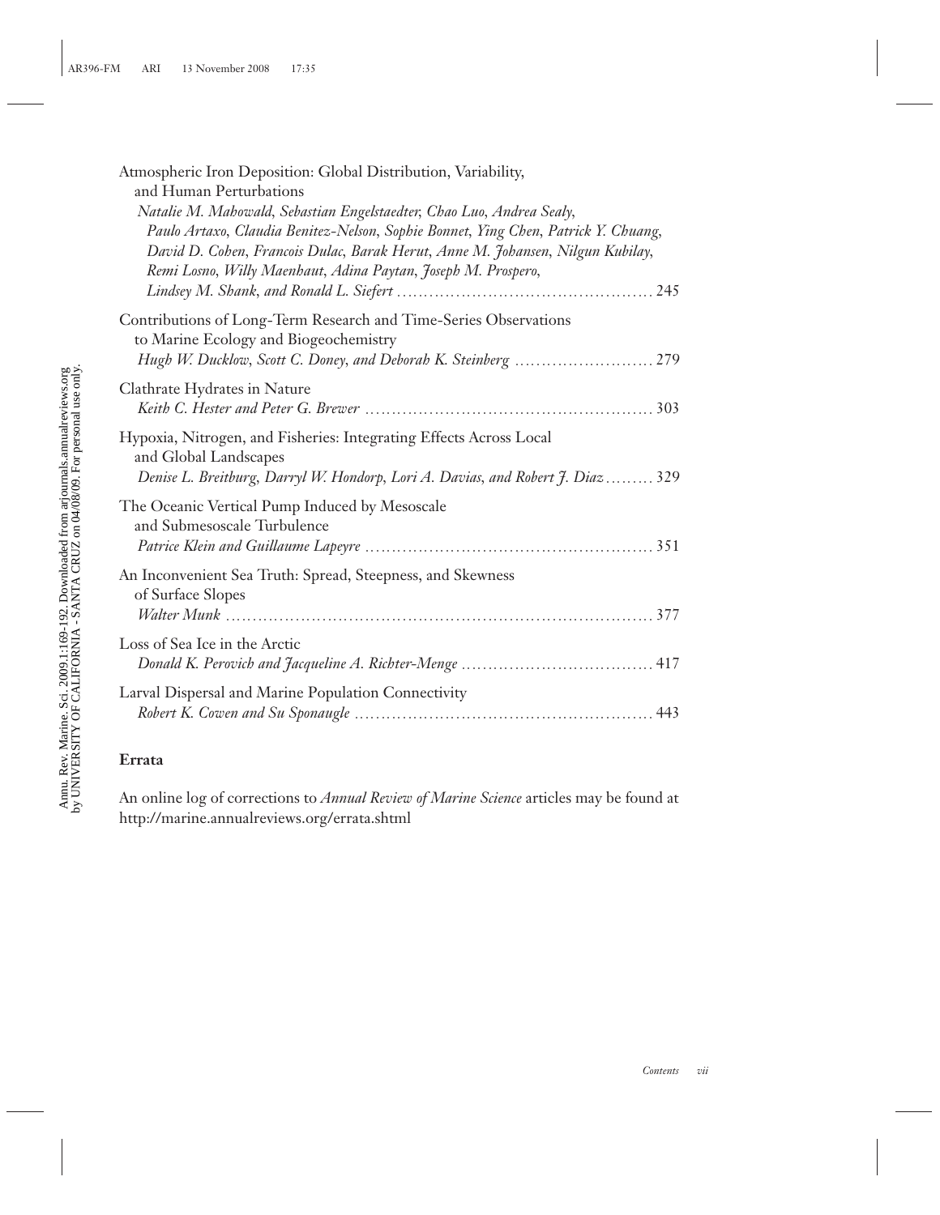Atmospheric Iron Deposition: Global Distribution, Variability, and Human Perturbations
*Natalie M. Mahowald, Sebastian Engelstaedter, Chao Luo, Andrea Sealy, Paulo Artaxo, Claudia Benitez-Nelson, Sophie Bonnet, Ying Chen, Patrick Y. Chuang, David D. Cohen, Francois Dulac, Barak Herut, Anne M. Johansen, Nilgun Kubilay, Remi Losno, Willy Maenhaut, Adina Paytan, Joseph M. Prospero, Lindsey M. Shank, and Ronald L. Siefert* ............ 245

Contributions of Long-Term Research and Time-Series Observations to Marine Ecology and Biogeochemistry
*Hugh W. Ducklow, Scott C. Doney, and Deborah K. Steinberg* ............ 279

Clathrate Hydrates in Nature
*Keith C. Hester and Peter G. Brewer* ............ 303

Hypoxia, Nitrogen, and Fisheries: Integrating Effects Across Local and Global Landscapes
*Denise L. Breitburg, Darryl W. Hondorp, Lori A. Davias, and Robert J. Diaz* ............ 329

The Oceanic Vertical Pump Induced by Mesoscale and Submesoscale Turbulence
*Patrice Klein and Guillaume Lapeyre* ............ 351

An Inconvenient Sea Truth: Spread, Steepness, and Skewness of Surface Slopes
*Walter Munk* ............ 377

Loss of Sea Ice in the Arctic
*Donald K. Perovich and Jacqueline A. Richter-Menge* ............ 417

Larval Dispersal and Marine Population Connectivity
*Robert K. Cowen and Su Sponaugle* ............ 443

**Errata**

An online log of corrections to *Annual Review of Marine Science* articles may be found at http://marine.annualreviews.org/errata.shtml